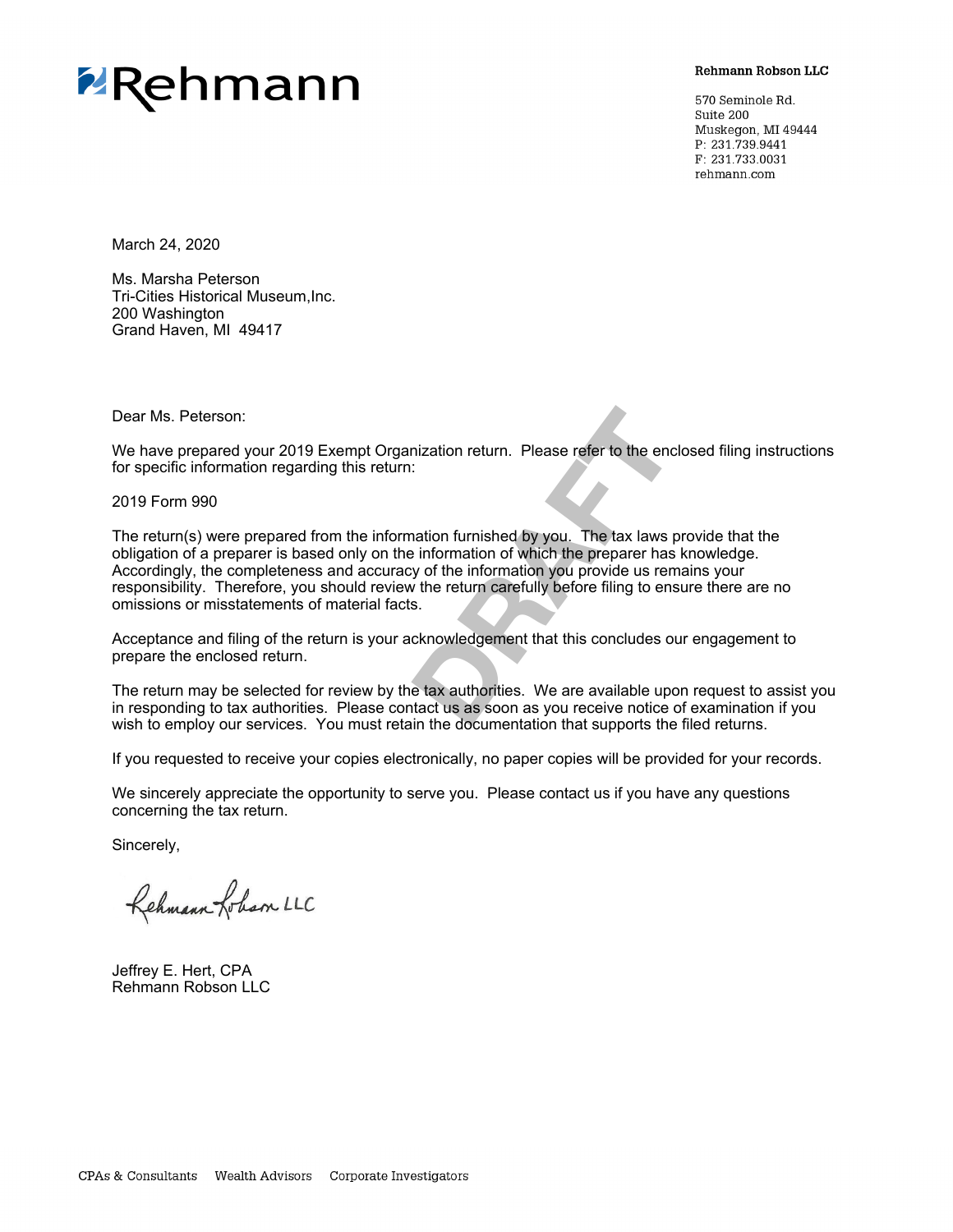Rehmann

**Rehmann Robson LLC**

570 Seminole Rd.
Suite 200
Muskegon, MI 49444
P: 231.739.9441
F: 231.733.0031
rehmann.com

March 24, 2020

Ms. Marsha Peterson
Tri-Cities Historical Museum,Inc.
200 Washington
Grand Haven, MI 49417

Dear Ms. Peterson:

We have prepared your 2019 Exempt Organization return. Please refer to the enclosed filing instructions for specific information regarding this return:

2019 Form 990

The return(s) were prepared from the information furnished by you. The tax laws provide that the obligation of a preparer is based only on the information of which the preparer has knowledge. Accordingly, the completeness and accuracy of the information you provide us remains your responsibility. Therefore, you should review the return carefully before filing to ensure there are no omissions or misstatements of material facts.

Acceptance and filing of the return is your acknowledgement that this concludes our engagement to prepare the enclosed return.

The return may be selected for review by the tax authorities. We are available upon request to assist you in responding to tax authorities. Please contact us as soon as you receive notice of examination if you wish to employ our services. You must retain the documentation that supports the filed returns.

If you requested to receive your copies electronically, no paper copies will be provided for your records.

We sincerely appreciate the opportunity to serve you. Please contact us if you have any questions concerning the tax return.

Sincerely,

Rehmann Robson LLC

Jeffrey E. Hert, CPA
Rehmann Robson LLC

CPAs & Consultants Wealth Advisors Corporate Investigators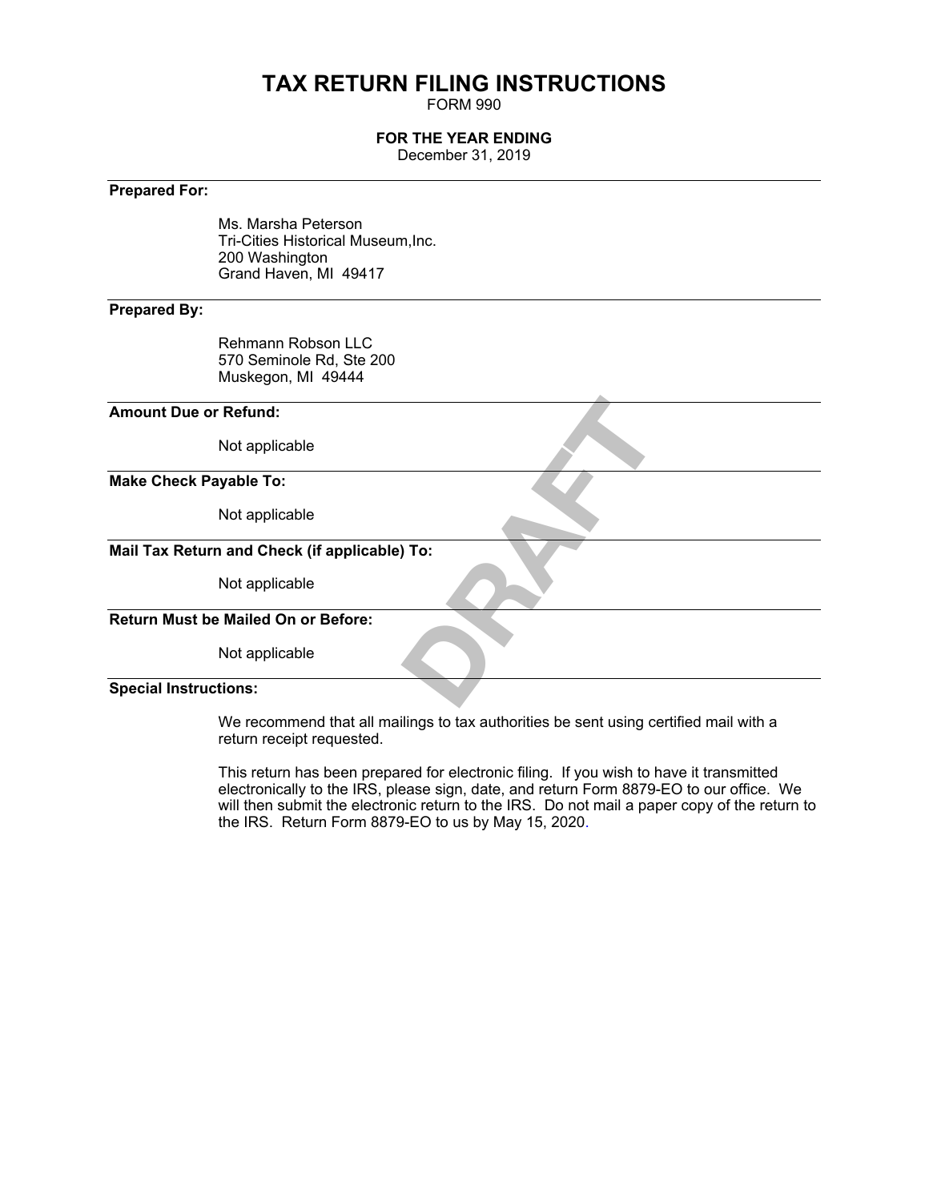# TAX RETURN FILING INSTRUCTIONS

FORM 990

**FOR THE YEAR ENDING**

December 31, 2019

---

**Prepared For:**

Ms. Marsha Peterson
Tri-Cities Historical Museum,Inc.
200 Washington
Grand Haven, MI 49417

---

**Prepared By:**

Rehmann Robson LLC
570 Seminole Rd, Ste 200
Muskegon, MI 49444

---

**Amount Due or Refund:**

Not applicable

---

**Make Check Payable To:**

Not applicable

---

**Mail Tax Return and Check (if applicable) To:**

Not applicable

---

**Return Must be Mailed On or Before:**

Not applicable

---

**Special Instructions:**

We recommend that all mailings to tax authorities be sent using certified mail with a return receipt requested.

This return has been prepared for electronic filing. If you wish to have it transmitted electronically to the IRS, please sign, date, and return Form 8879-EO to our office. We will then submit the electronic return to the IRS. Do not mail a paper copy of the return to the IRS. Return Form 8879-EO to us by May 15, 2020.

DRAFT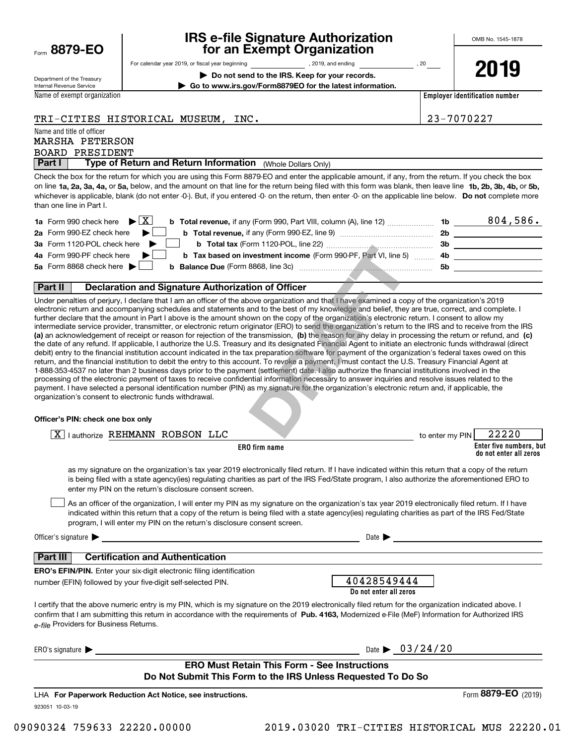Form **8879-EO**

Department of the Treasury
Internal Revenue Service

# IRS e-file Signature Authorization for an Exempt Organization

For calendar year 2019, or fiscal year beginning \_\_\_\_\_\_\_\_, 2019, and ending \_\_\_\_\_\_\_\_, 20\_\_

▶ **Do not send to the IRS. Keep for your records.**

▶ **Go to www.irs.gov/Form8879EO for the latest information.**

OMB No. 1545-1878

**2019**

| Name of exempt organization | Employer identification number |
|---|---|
| TRI-CITIES HISTORICAL MUSEUM, INC. | 23-7070227 |

Name and title of officer
MARSHA PETERSON
BOARD PRESIDENT

## Part I — Type of Return and Return Information (Whole Dollars Only)

Check the box for the return for which you are using this Form 8879-EO and enter the applicable amount, if any, from the return. If you check the box on line **1a, 2a, 3a, 4a,** or **5a,** below, and the amount on that line for the return being filed with this form was blank, then leave line **1b, 2b, 3b, 4b,** or **5b,** whichever is applicable, blank (do not enter -0-). But, if you entered -0- on the return, then enter -0- on the applicable line below. **Do not** complete more than one line in Part I.

| | | | |
|---|---|---|---|
| **1a** Form 990 check here ▶ [X] | **b Total revenue,** if any (Form 990, Part VIII, column (A), line 12) | **1b** | 804,586. |
| **2a** Form 990-EZ check here ▶ [ ] | **b Total revenue,** if any (Form 990-EZ, line 9) | **2b** | |
| **3a** Form 1120-POL check here ▶ [ ] | **b Total tax** (Form 1120-POL, line 22) | **3b** | |
| **4a** Form 990-PF check here ▶ [ ] | **b Tax based on investment income** (Form 990-PF, Part VI, line 5) | **4b** | |
| **5a** Form 8868 check here ▶ [ ] | **b Balance Due** (Form 8868, line 3c) | **5b** | |

## Part II — Declaration and Signature Authorization of Officer

Under penalties of perjury, I declare that I am an officer of the above organization and that I have examined a copy of the organization's 2019 electronic return and accompanying schedules and statements and to the best of my knowledge and belief, they are true, correct, and complete. I further declare that the amount in Part I above is the amount shown on the copy of the organization's electronic return. I consent to allow my intermediate service provider, transmitter, or electronic return originator (ERO) to send the organization's return to the IRS and to receive from the IRS **(a)** an acknowledgement of receipt or reason for rejection of the transmission, **(b)** the reason for any delay in processing the return or refund, and **(c)** the date of any refund. If applicable, I authorize the U.S. Treasury and its designated Financial Agent to initiate an electronic funds withdrawal (direct debit) entry to the financial institution account indicated in the tax preparation software for payment of the organization's federal taxes owed on this return, and the financial institution to debit the entry to this account. To revoke a payment, I must contact the U.S. Treasury Financial Agent at 1-888-353-4537 no later than 2 business days prior to the payment (settlement) date. I also authorize the financial institutions involved in the processing of the electronic payment of taxes to receive confidential information necessary to answer inquiries and resolve issues related to the payment. I have selected a personal identification number (PIN) as my signature for the organization's electronic return and, if applicable, the organization's consent to electronic funds withdrawal.

**Officer's PIN: check one box only**

[X] I authorize REHMANN ROBSON LLC (**ERO firm name**) to enter my PIN 22220 (**Enter five numbers, but do not enter all zeros**)

as my signature on the organization's tax year 2019 electronically filed return. If I have indicated within this return that a copy of the return is being filed with a state agency(ies) regulating charities as part of the IRS Fed/State program, I also authorize the aforementioned ERO to enter my PIN on the return's disclosure consent screen.

[ ] As an officer of the organization, I will enter my PIN as my signature on the organization's tax year 2019 electronically filed return. If I have indicated within this return that a copy of the return is being filed with a state agency(ies) regulating charities as part of the IRS Fed/State program, I will enter my PIN on the return's disclosure consent screen.

Officer's signature ▶ \_\_\_\_\_\_\_\_\_\_\_\_\_\_\_\_ Date ▶ \_\_\_\_\_\_\_\_

## Part III — Certification and Authentication

**ERO's EFIN/PIN.** Enter your six-digit electronic filing identification number (EFIN) followed by your five-digit self-selected PIN.

40428549444
**Do not enter all zeros**

I certify that the above numeric entry is my PIN, which is my signature on the 2019 electronically filed return for the organization indicated above. I confirm that I am submitting this return in accordance with the requirements of **Pub. 4163,** Modernized e-File (MeF) Information for Authorized IRS *e-file* Providers for Business Returns.

ERO's signature ▶ \_\_\_\_\_\_\_\_\_\_\_\_\_\_\_\_ Date ▶ 03/24/20

**ERO Must Retain This Form - See Instructions**
**Do Not Submit This Form to the IRS Unless Requested To Do So**

LHA **For Paperwork Reduction Act Notice, see instructions.** Form **8879-EO** (2019)

923051 10-03-19

09090324 759633 22220.00000 2019.03020 TRI-CITIES HISTORICAL MUS 22220.01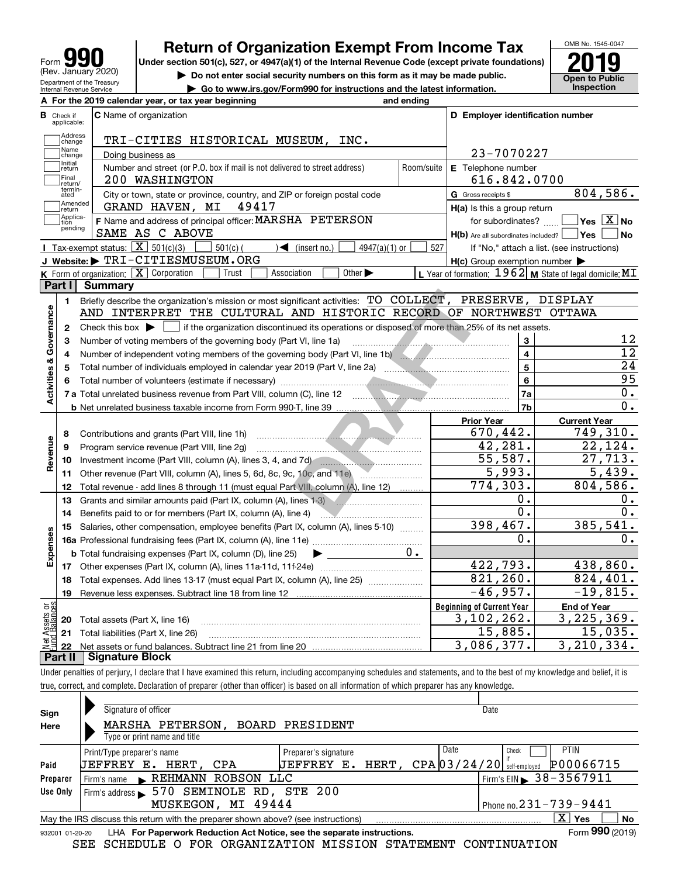# Form 990 (Rev. January 2020) — Return of Organization Exempt From Income Tax — 2019

Under section 501(c), 527, or 4947(a)(1) of the Internal Revenue Code (except private foundations)

▶ Do not enter social security numbers on this form as it may be made public.

▶ Go to www.irs.gov/Form990 for instructions and the latest information.

Department of the Treasury, Internal Revenue Service

OMB No. 1545-0047 — Open to Public Inspection

**A** For the 2019 calendar year, or tax year beginning and ending

**B** Check if applicable: Address change, Name change, Initial return, Final return/terminated, Amended return, Application pending

**C** Name of organization: TRI-CITIES HISTORICAL MUSEUM, INC.

Doing business as

Number and street (or P.O. box if mail is not delivered to street address): 200 WASHINGTON — Room/suite

City or town, state or province, country, and ZIP or foreign postal code: GRAND HAVEN, MI 49417

**D** Employer identification number: 23-7070227

**E** Telephone number: 616.842.0700

**G** Gross receipts $ 804,586.

**F** Name and address of principal officer: MARSHA PETERSON, SAME AS C ABOVE

**H(a)** Is this a group return for subordinates? Yes [ ] No [X]

**H(b)** Are all subordinates included? Yes [ ] No [ ] — If "No," attach a list. (see instructions)

**I** Tax-exempt status: [X] 501(c)(3) [ ] 501(c) ( ) ◀ (insert no.) [ ] 4947(a)(1) or [ ] 527

**J** Website: ▶ TRI-CITIESMUSEUM.ORG

**H(c)** Group exemption number ▶

**K** Form of organization: [X] Corporation [ ] Trust [ ] Association [ ] Other ▶

**L** Year of formation: 1962 **M** State of legal domicile: MI

## Part I Summary

**Activities & Governance**

1. Briefly describe the organization's mission or most significant activities: TO COLLECT, PRESERVE, DISPLAY AND INTERPRET THE CULTURAL AND HISTORIC RECORD OF NORTHWEST OTTAWA
2. Check this box ▶ [ ] if the organization discontinued its operations or disposed of more than 25% of its net assets.

| Line | Description | No. | Value |
|---|---|---|---|
| 3 | Number of voting members of the governing body (Part VI, line 1a) | 3 | 12 |
| 4 | Number of independent voting members of the governing body (Part VI, line 1b) | 4 | 12 |
| 5 | Total number of individuals employed in calendar year 2019 (Part V, line 2a) | 5 | 24 |
| 6 | Total number of volunteers (estimate if necessary) | 6 | 95 |
| 7a | Total unrelated business revenue from Part VIII, column (C), line 12 | 7a | 0. |
| 7b | Net unrelated business taxable income from Form 990-T, line 39 | 7b | 0. |

| Line | Description | Prior Year | Current Year |
|---|---|---|---|
| **Revenue** | | | |
| 8 | Contributions and grants (Part VIII, line 1h) | 670,442. | 749,310. |
| 9 | Program service revenue (Part VIII, line 2g) | 42,281. | 22,124. |
| 10 | Investment income (Part VIII, column (A), lines 3, 4, and 7d) | 55,587. | 27,713. |
| 11 | Other revenue (Part VIII, column (A), lines 5, 6d, 8c, 9c, 10c, and 11e) | 5,993. | 5,439. |
| 12 | Total revenue - add lines 8 through 11 (must equal Part VIII, column (A), line 12) | 774,303. | 804,586. |
| **Expenses** | | | |
| 13 | Grants and similar amounts paid (Part IX, column (A), lines 1-3) | 0. | 0. |
| 14 | Benefits paid to or for members (Part IX, column (A), line 4) | 0. | 0. |
| 15 | Salaries, other compensation, employee benefits (Part IX, column (A), lines 5-10) | 398,467. | 385,541. |
| 16a | Professional fundraising fees (Part IX, column (A), line 11e) | 0. | 0. |
| b | Total fundraising expenses (Part IX, column (D), line 25) ▶ 0. | | |
| 17 | Other expenses (Part IX, column (A), lines 11a-11d, 11f-24e) | 422,793. | 438,860. |
| 18 | Total expenses. Add lines 13-17 (must equal Part IX, column (A), line 25) | 821,260. | 824,401. |
| 19 | Revenue less expenses. Subtract line 18 from line 12 | -46,957. | -19,815. |

| Line | Net Assets or Fund Balances | Beginning of Current Year | End of Year |
|---|---|---|---|
| 20 | Total assets (Part X, line 16) | 3,102,262. | 3,225,369. |
| 21 | Total liabilities (Part X, line 26) | 15,885. | 15,035. |
| 22 | Net assets or fund balances. Subtract line 21 from line 20 | 3,086,377. | 3,210,334. |

## Part II Signature Block

Under penalties of perjury, I declare that I have examined this return, including accompanying schedules and statements, and to the best of my knowledge and belief, it is true, correct, and complete. Declaration of preparer (other than officer) is based on all information of which preparer has any knowledge.

**Sign Here**

Signature of officer — Date

MARSHA PETERSON, BOARD PRESIDENT

Type or print name and title

**Paid Preparer Use Only**

| Print/Type preparer's name | Preparer's signature | Date | Check if self-employed | PTIN |
|---|---|---|---|---|
| JEFFREY E. HERT, CPA | JEFFREY E. HERT, CPA | 03/24/20 | [ ] | P00066715 |

Firm's name ▶ REHMANN ROBSON LLC — Firm's EIN ▶ 38-3567911

Firm's address ▶ 570 SEMINOLE RD, STE 200, MUSKEGON, MI 49444 — Phone no. 231-739-9441

May the IRS discuss this return with the preparer shown above? (see instructions) [X] Yes [ ] No

932001 01-20-20 LHA For Paperwork Reduction Act Notice, see the separate instructions. Form 990 (2019)

SEE SCHEDULE O FOR ORGANIZATION MISSION STATEMENT CONTINUATION

DRAFT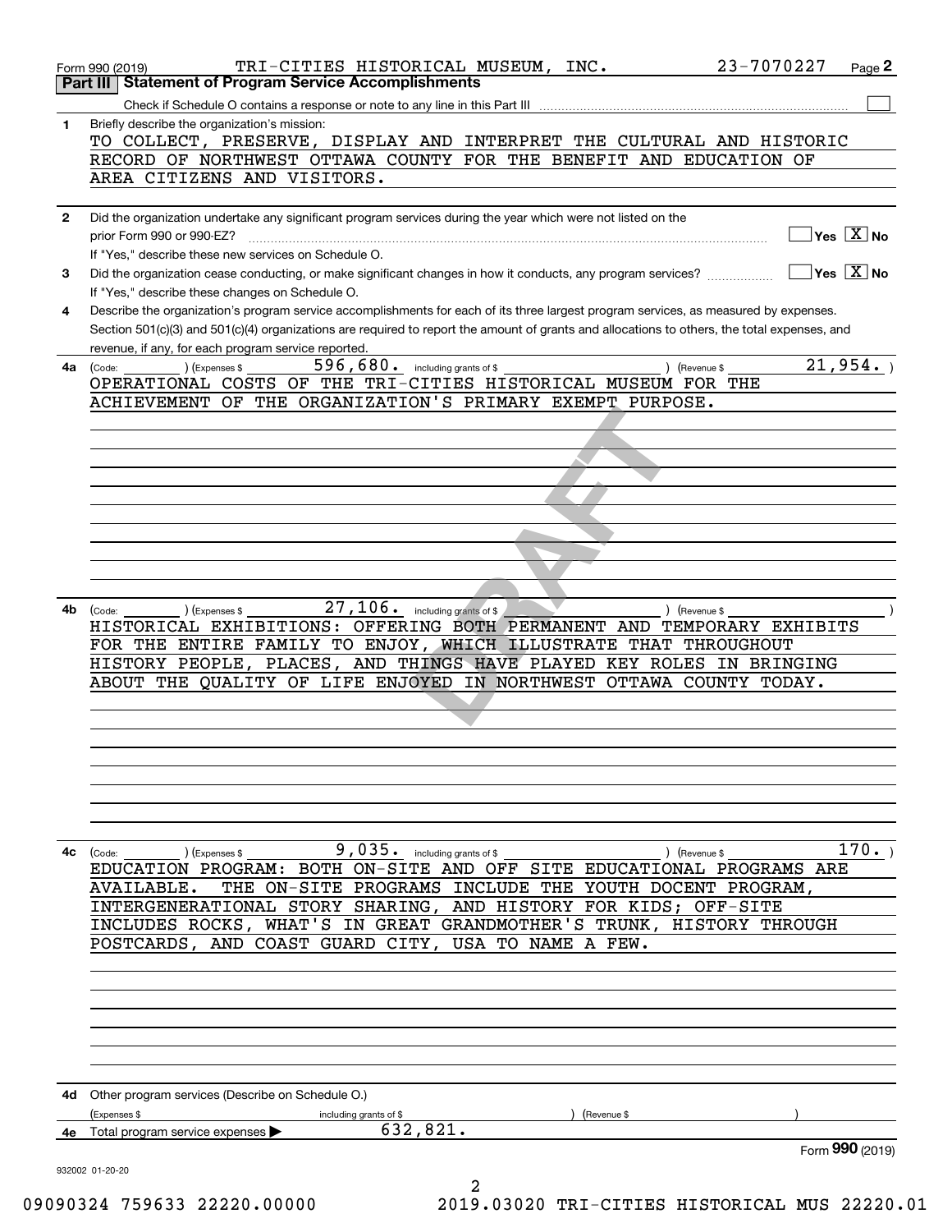Form 990 (2019) TRI-CITIES HISTORICAL MUSEUM, INC. 23-7070227 Page 2

## Part III Statement of Program Service Accomplishments

Check if Schedule O contains a response or note to any line in this Part III ☐

**1** Briefly describe the organization's mission:

TO COLLECT, PRESERVE, DISPLAY AND INTERPRET THE CULTURAL AND HISTORIC RECORD OF NORTHWEST OTTAWA COUNTY FOR THE BENEFIT AND EDUCATION OF AREA CITIZENS AND VISITORS.

**2** Did the organization undertake any significant program services during the year which were not listed on the prior Form 990 or 990-EZ? ☐ Yes ☒ No

If "Yes," describe these new services on Schedule O.

**3** Did the organization cease conducting, or make significant changes in how it conducts, any program services? ☐ Yes ☒ No

If "Yes," describe these changes on Schedule O.

**4** Describe the organization's program service accomplishments for each of its three largest program services, as measured by expenses. Section 501(c)(3) and 501(c)(4) organizations are required to report the amount of grants and allocations to others, the total expenses, and revenue, if any, for each program service reported.

**4a** (Code: ) (Expenses $ 596,680. including grants of $ ) (Revenue $ 21,954. )

OPERATIONAL COSTS OF THE TRI-CITIES HISTORICAL MUSEUM FOR THE ACHIEVEMENT OF THE ORGANIZATION'S PRIMARY EXEMPT PURPOSE.

**4b** (Code: ) (Expenses $ 27,106. including grants of $ ) (Revenue $ )

HISTORICAL EXHIBITIONS: OFFERING BOTH PERMANENT AND TEMPORARY EXHIBITS FOR THE ENTIRE FAMILY TO ENJOY, WHICH ILLUSTRATE THAT THROUGHOUT HISTORY PEOPLE, PLACES, AND THINGS HAVE PLAYED KEY ROLES IN BRINGING ABOUT THE QUALITY OF LIFE ENJOYED IN NORTHWEST OTTAWA COUNTY TODAY.

**4c** (Code: ) (Expenses $ 9,035. including grants of $ ) (Revenue $ 170. )

EDUCATION PROGRAM: BOTH ON-SITE AND OFF SITE EDUCATIONAL PROGRAMS ARE AVAILABLE. THE ON-SITE PROGRAMS INCLUDE THE YOUTH DOCENT PROGRAM, INTERGENERATIONAL STORY SHARING, AND HISTORY FOR KIDS; OFF-SITE INCLUDES ROCKS, WHAT'S IN GREAT GRANDMOTHER'S TRUNK, HISTORY THROUGH POSTCARDS, AND COAST GUARD CITY, USA TO NAME A FEW.

**4d** Other program services (Describe on Schedule O.)

(Expenses $ including grants of $ ) (Revenue $ )

**4e** Total program service expenses ▶ 632,821.

Form **990** (2019)

932002 01-20-20

09090324 759633 22220.00000 2019.03020 TRI-CITIES HISTORICAL MUS 22220.01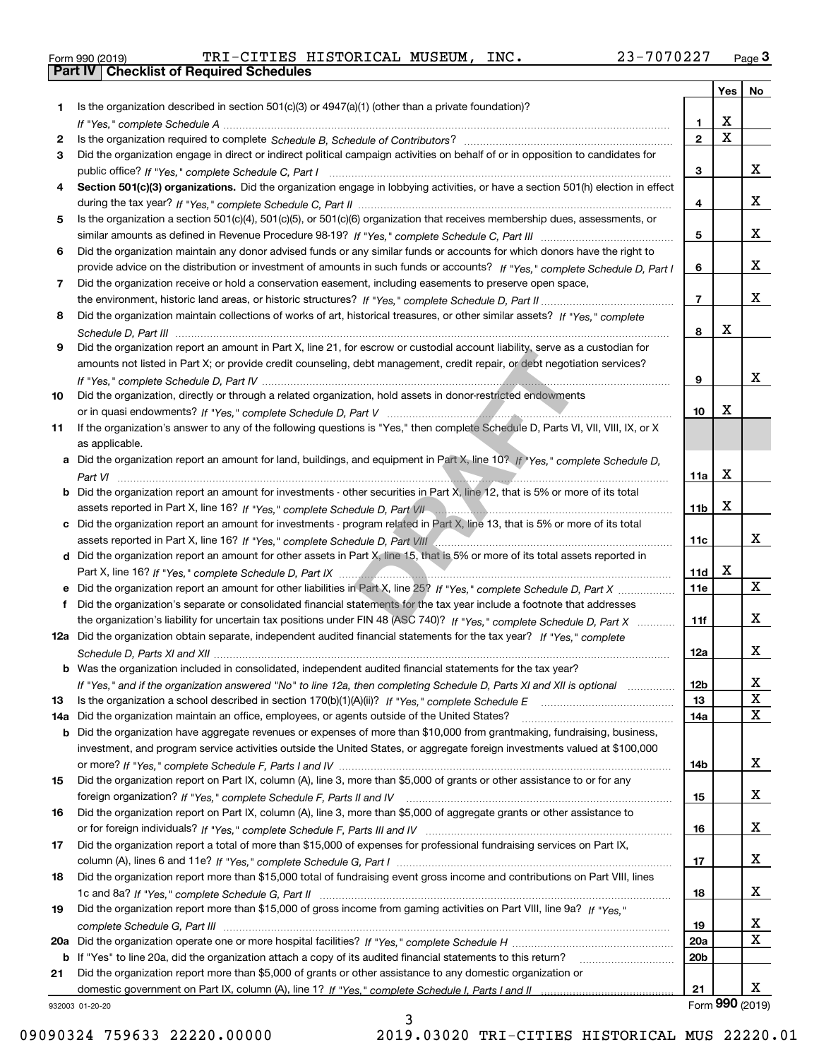Form 990 (2019) TRI-CITIES HISTORICAL MUSEUM, INC. 23-7070227 Page 3

## Part IV Checklist of Required Schedules

| | | | Yes | No |
|---|---|---|---|---|
| 1 | Is the organization described in section 501(c)(3) or 4947(a)(1) (other than a private foundation)? *If "Yes," complete Schedule A* | 1 | X | |
| 2 | Is the organization required to complete *Schedule B, Schedule of Contributors*? | 2 | X | |
| 3 | Did the organization engage in direct or indirect political campaign activities on behalf of or in opposition to candidates for public office? *If "Yes," complete Schedule C, Part I* | 3 | | X |
| 4 | **Section 501(c)(3) organizations.** Did the organization engage in lobbying activities, or have a section 501(h) election in effect during the tax year? *If "Yes," complete Schedule C, Part II* | 4 | | X |
| 5 | Is the organization a section 501(c)(4), 501(c)(5), or 501(c)(6) organization that receives membership dues, assessments, or similar amounts as defined in Revenue Procedure 98-19? *If "Yes," complete Schedule C, Part III* | 5 | | X |
| 6 | Did the organization maintain any donor advised funds or any similar funds or accounts for which donors have the right to provide advice on the distribution or investment of amounts in such funds or accounts? *If "Yes," complete Schedule D, Part I* | 6 | | X |
| 7 | Did the organization receive or hold a conservation easement, including easements to preserve open space, the environment, historic land areas, or historic structures? *If "Yes," complete Schedule D, Part II* | 7 | | X |
| 8 | Did the organization maintain collections of works of art, historical treasures, or other similar assets? *If "Yes," complete Schedule D, Part III* | 8 | X | |
| 9 | Did the organization report an amount in Part X, line 21, for escrow or custodial account liability, serve as a custodian for amounts not listed in Part X; or provide credit counseling, debt management, credit repair, or debt negotiation services? *If "Yes," complete Schedule D, Part IV* | 9 | | X |
| 10 | Did the organization, directly or through a related organization, hold assets in donor-restricted endowments or in quasi endowments? *If "Yes," complete Schedule D, Part V* | 10 | X | |
| 11 | If the organization's answer to any of the following questions is "Yes," then complete Schedule D, Parts VI, VII, VIII, IX, or X as applicable. | | | |
| a | Did the organization report an amount for land, buildings, and equipment in Part X, line 10? *If "Yes," complete Schedule D, Part VI* | 11a | X | |
| b | Did the organization report an amount for investments - other securities in Part X, line 12, that is 5% or more of its total assets reported in Part X, line 16? *If "Yes," complete Schedule D, Part VII* | 11b | X | |
| c | Did the organization report an amount for investments - program related in Part X, line 13, that is 5% or more of its total assets reported in Part X, line 16? *If "Yes," complete Schedule D, Part VIII* | 11c | | X |
| d | Did the organization report an amount for other assets in Part X, line 15, that is 5% or more of its total assets reported in Part X, line 16? *If "Yes," complete Schedule D, Part IX* | 11d | X | |
| e | Did the organization report an amount for other liabilities in Part X, line 25? *If "Yes," complete Schedule D, Part X* | 11e | | X |
| f | Did the organization's separate or consolidated financial statements for the tax year include a footnote that addresses the organization's liability for uncertain tax positions under FIN 48 (ASC 740)? *If "Yes," complete Schedule D, Part X* | 11f | | X |
| 12a | Did the organization obtain separate, independent audited financial statements for the tax year? *If "Yes," complete Schedule D, Parts XI and XII* | 12a | | X |
| b | Was the organization included in consolidated, independent audited financial statements for the tax year? *If "Yes," and if the organization answered "No" to line 12a, then completing Schedule D, Parts XI and XII is optional* | 12b | | X |
| 13 | Is the organization a school described in section 170(b)(1)(A)(ii)? *If "Yes," complete Schedule E* | 13 | | X |
| 14a | Did the organization maintain an office, employees, or agents outside of the United States? | 14a | | X |
| b | Did the organization have aggregate revenues or expenses of more than $10,000 from grantmaking, fundraising, business, investment, and program service activities outside the United States, or aggregate foreign investments valued at $100,000 or more? *If "Yes," complete Schedule F, Parts I and IV* | 14b | | X |
| 15 | Did the organization report on Part IX, column (A), line 3, more than $5,000 of grants or other assistance to or for any foreign organization? *If "Yes," complete Schedule F, Parts II and IV* | 15 | | X |
| 16 | Did the organization report on Part IX, column (A), line 3, more than $5,000 of aggregate grants or other assistance to or for foreign individuals? *If "Yes," complete Schedule F, Parts III and IV* | 16 | | X |
| 17 | Did the organization report a total of more than $15,000 of expenses for professional fundraising services on Part IX, column (A), lines 6 and 11e? *If "Yes," complete Schedule G, Part I* | 17 | | X |
| 18 | Did the organization report more than $15,000 total of fundraising event gross income and contributions on Part VIII, lines 1c and 8a? *If "Yes," complete Schedule G, Part II* | 18 | | X |
| 19 | Did the organization report more than $15,000 of gross income from gaming activities on Part VIII, line 9a? *If "Yes," complete Schedule G, Part III* | 19 | | X |
| 20a | Did the organization operate one or more hospital facilities? *If "Yes," complete Schedule H* | 20a | | X |
| b | If "Yes" to line 20a, did the organization attach a copy of its audited financial statements to this return? | 20b | | |
| 21 | Did the organization report more than $5,000 of grants or other assistance to any domestic organization or domestic government on Part IX, column (A), line 1? *If "Yes," complete Schedule I, Parts I and II* | 21 | | X |

932003 01-20-20 Form **990** (2019)

09090324 759633 22220.00000 2019.03020 TRI-CITIES HISTORICAL MUS 22220.01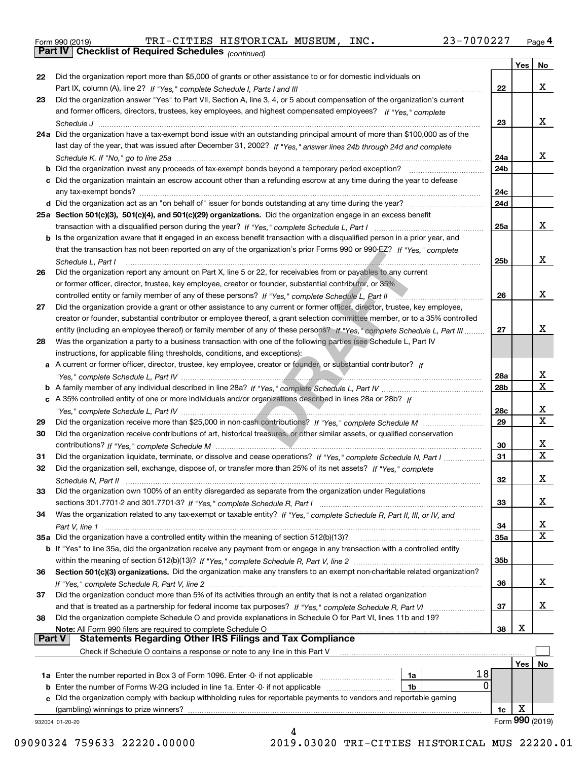Form 990 (2019) TRI-CITIES HISTORICAL MUSEUM, INC. 23-7070227 Page 4

**Part IV Checklist of Required Schedules** *(continued)*

| | | | Yes | No |
|---|---|---|---|---|
| 22 | Did the organization report more than $5,000 of grants or other assistance to or for domestic individuals on Part IX, column (A), line 2? *If "Yes," complete Schedule I, Parts I and III* | 22 | | X |
| 23 | Did the organization answer "Yes" to Part VII, Section A, line 3, 4, or 5 about compensation of the organization's current and former officers, directors, trustees, key employees, and highest compensated employees? *If "Yes," complete Schedule J* | 23 | | X |
| 24a | Did the organization have a tax-exempt bond issue with an outstanding principal amount of more than $100,000 as of the last day of the year, that was issued after December 31, 2002? *If "Yes," answer lines 24b through 24d and complete Schedule K. If "No," go to line 25a* | 24a | | X |
| b | Did the organization invest any proceeds of tax-exempt bonds beyond a temporary period exception? | 24b | | |
| c | Did the organization maintain an escrow account other than a refunding escrow at any time during the year to defease any tax-exempt bonds? | 24c | | |
| d | Did the organization act as an "on behalf of" issuer for bonds outstanding at any time during the year? | 24d | | |
| 25a | **Section 501(c)(3), 501(c)(4), and 501(c)(29) organizations.** Did the organization engage in an excess benefit transaction with a disqualified person during the year? *If "Yes," complete Schedule L, Part I* | 25a | | X |
| b | Is the organization aware that it engaged in an excess benefit transaction with a disqualified person in a prior year, and that the transaction has not been reported on any of the organization's prior Forms 990 or 990-EZ? *If "Yes," complete Schedule L, Part I* | 25b | | X |
| 26 | Did the organization report any amount on Part X, line 5 or 22, for receivables from or payables to any current or former officer, director, trustee, key employee, creator or founder, substantial contributor, or 35% controlled entity or family member of any of these persons? *If "Yes," complete Schedule L, Part II* | 26 | | X |
| 27 | Did the organization provide a grant or other assistance to any current or former officer, director, trustee, key employee, creator or founder, substantial contributor or employee thereof, a grant selection committee member, or to a 35% controlled entity (including an employee thereof) or family member of any of these persons? *If "Yes," complete Schedule L, Part III* | 27 | | X |
| 28 | Was the organization a party to a business transaction with one of the following parties (see Schedule L, Part IV instructions, for applicable filing thresholds, conditions, and exceptions): | | | |
| a | A current or former officer, director, trustee, key employee, creator or founder, or substantial contributor? *If "Yes," complete Schedule L, Part IV* | 28a | | X |
| b | A family member of any individual described in line 28a? *If "Yes," complete Schedule L, Part IV* | 28b | | X |
| c | A 35% controlled entity of one or more individuals and/or organizations described in lines 28a or 28b? *If "Yes," complete Schedule L, Part IV* | 28c | | X |
| 29 | Did the organization receive more than $25,000 in non-cash contributions? *If "Yes," complete Schedule M* | 29 | | X |
| 30 | Did the organization receive contributions of art, historical treasures, or other similar assets, or qualified conservation contributions? *If "Yes," complete Schedule M* | 30 | | X |
| 31 | Did the organization liquidate, terminate, or dissolve and cease operations? *If "Yes," complete Schedule N, Part I* | 31 | | X |
| 32 | Did the organization sell, exchange, dispose of, or transfer more than 25% of its net assets? *If "Yes," complete Schedule N, Part II* | 32 | | X |
| 33 | Did the organization own 100% of an entity disregarded as separate from the organization under Regulations sections 301.7701-2 and 301.7701-3? *If "Yes," complete Schedule R, Part I* | 33 | | X |
| 34 | Was the organization related to any tax-exempt or taxable entity? *If "Yes," complete Schedule R, Part II, III, or IV, and Part V, line 1* | 34 | | X |
| 35a | Did the organization have a controlled entity within the meaning of section 512(b)(13)? | 35a | | X |
| b | If "Yes" to line 35a, did the organization receive any payment from or engage in any transaction with a controlled entity within the meaning of section 512(b)(13)? *If "Yes," complete Schedule R, Part V, line 2* | 35b | | |
| 36 | **Section 501(c)(3) organizations.** Did the organization make any transfers to an exempt non-charitable related organization? *If "Yes," complete Schedule R, Part V, line 2* | 36 | | X |
| 37 | Did the organization conduct more than 5% of its activities through an entity that is not a related organization and that is treated as a partnership for federal income tax purposes? *If "Yes," complete Schedule R, Part VI* | 37 | | X |
| 38 | Did the organization complete Schedule O and provide explanations in Schedule O for Part VI, lines 11b and 19? **Note:** All Form 990 filers are required to complete Schedule O | 38 | X | |

**Part V Statements Regarding Other IRS Filings and Tax Compliance**

Check if Schedule O contains a response or note to any line in this Part V

| | | | | | Yes | No |
|---|---|---|---|---|---|---|
| 1a | Enter the number reported in Box 3 of Form 1096. Enter -0- if not applicable | 1a | 18 | | | |
| b | Enter the number of Forms W-2G included in line 1a. Enter -0- if not applicable | 1b | 0 | | | |
| c | Did the organization comply with backup withholding rules for reportable payments to vendors and reportable gaming (gambling) winnings to prize winners? | | | 1c | X | |

932004 01-20-20 Form **990** (2019)

09090324 759633 22220.00000 2019.03020 TRI-CITIES HISTORICAL MUS 22220.01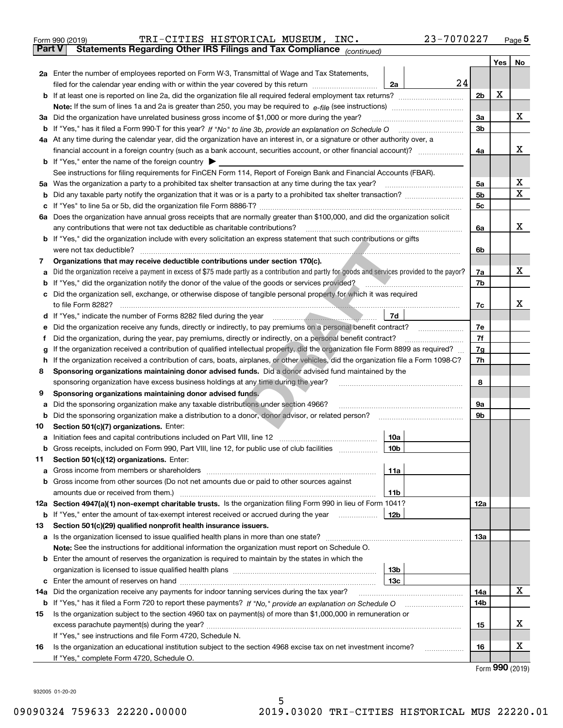Form 990 (2019) TRI-CITIES HISTORICAL MUSEUM, INC. 23-7070227 Page **5**

## Part V Statements Regarding Other IRS Filings and Tax Compliance *(continued)*

| | | | | Yes | No |
|---|---|---|---|---|---|
| **2a** | Enter the number of employees reported on Form W-3, Transmittal of Wage and Tax Statements, filed for the calendar year ending with or within the year covered by this return | 2a | 24 | | |
| **b** | If at least one is reported on line 2a, did the organization file all required federal employment tax returns? | | 2b | X | |
| | **Note:** If the sum of lines 1a and 2a is greater than 250, you may be required to *e-file* (see instructions) | | | | |
| **3a** | Did the organization have unrelated business gross income of $1,000 or more during the year? | | 3a | | X |
| **b** | If "Yes," has it filed a Form 990-T for this year? *If "No" to line 3b, provide an explanation on Schedule O* | | 3b | | |
| **4a** | At any time during the calendar year, did the organization have an interest in, or a signature or other authority over, a financial account in a foreign country (such as a bank account, securities account, or other financial account)? | | 4a | | X |
| **b** | If "Yes," enter the name of the foreign country ▶ | | | | |
| | See instructions for filing requirements for FinCEN Form 114, Report of Foreign Bank and Financial Accounts (FBAR). | | | | |
| **5a** | Was the organization a party to a prohibited tax shelter transaction at any time during the tax year? | | 5a | | X |
| **b** | Did any taxable party notify the organization that it was or is a party to a prohibited tax shelter transaction? | | 5b | | X |
| **c** | If "Yes" to line 5a or 5b, did the organization file Form 8886-T? | | 5c | | |
| **6a** | Does the organization have annual gross receipts that are normally greater than $100,000, and did the organization solicit any contributions that were not tax deductible as charitable contributions? | | 6a | | X |
| **b** | If "Yes," did the organization include with every solicitation an express statement that such contributions or gifts were not tax deductible? | | 6b | | |
| **7** | **Organizations that may receive deductible contributions under section 170(c).** | | | | |
| **a** | Did the organization receive a payment in excess of $75 made partly as a contribution and partly for goods and services provided to the payor? | | 7a | | X |
| **b** | If "Yes," did the organization notify the donor of the value of the goods or services provided? | | 7b | | |
| **c** | Did the organization sell, exchange, or otherwise dispose of tangible personal property for which it was required to file Form 8282? | | 7c | | X |
| **d** | If "Yes," indicate the number of Forms 8282 filed during the year | 7d | | | |
| **e** | Did the organization receive any funds, directly or indirectly, to pay premiums on a personal benefit contract? | | 7e | | |
| **f** | Did the organization, during the year, pay premiums, directly or indirectly, on a personal benefit contract? | | 7f | | |
| **g** | If the organization received a contribution of qualified intellectual property, did the organization file Form 8899 as required? | | 7g | | |
| **h** | If the organization received a contribution of cars, boats, airplanes, or other vehicles, did the organization file a Form 1098-C? | | 7h | | |
| **8** | **Sponsoring organizations maintaining donor advised funds.** Did a donor advised fund maintained by the sponsoring organization have excess business holdings at any time during the year? | | 8 | | |
| **9** | **Sponsoring organizations maintaining donor advised funds.** | | | | |
| **a** | Did the sponsoring organization make any taxable distributions under section 4966? | | 9a | | |
| **b** | Did the sponsoring organization make a distribution to a donor, donor advisor, or related person? | | 9b | | |
| **10** | **Section 501(c)(7) organizations.** Enter: | | | | |
| **a** | Initiation fees and capital contributions included on Part VIII, line 12 | 10a | | | |
| **b** | Gross receipts, included on Form 990, Part VIII, line 12, for public use of club facilities | 10b | | | |
| **11** | **Section 501(c)(12) organizations.** Enter: | | | | |
| **a** | Gross income from members or shareholders | 11a | | | |
| **b** | Gross income from other sources (Do not net amounts due or paid to other sources against amounts due or received from them.) | 11b | | | |
| **12a** | **Section 4947(a)(1) non-exempt charitable trusts.** Is the organization filing Form 990 in lieu of Form 1041? | | 12a | | |
| **b** | If "Yes," enter the amount of tax-exempt interest received or accrued during the year | 12b | | | |
| **13** | **Section 501(c)(29) qualified nonprofit health insurance issuers.** | | | | |
| **a** | Is the organization licensed to issue qualified health plans in more than one state? | | 13a | | |
| | **Note:** See the instructions for additional information the organization must report on Schedule O. | | | | |
| **b** | Enter the amount of reserves the organization is required to maintain by the states in which the organization is licensed to issue qualified health plans | 13b | | | |
| **c** | Enter the amount of reserves on hand | 13c | | | |
| **14a** | Did the organization receive any payments for indoor tanning services during the tax year? | | 14a | | X |
| **b** | If "Yes," has it filed a Form 720 to report these payments? *If "No," provide an explanation on Schedule O* | | 14b | | |
| **15** | Is the organization subject to the section 4960 tax on payment(s) of more than $1,000,000 in remuneration or excess parachute payment(s) during the year? | | 15 | | X |
| | If "Yes," see instructions and file Form 4720, Schedule N. | | | | |
| **16** | Is the organization an educational institution subject to the section 4968 excise tax on net investment income? | | 16 | | X |
| | If "Yes," complete Form 4720, Schedule O. | | | | |

Form **990** (2019)

932005 01-20-20

09090324 759633 22220.00000 2019.03020 TRI-CITIES HISTORICAL MUS 22220.01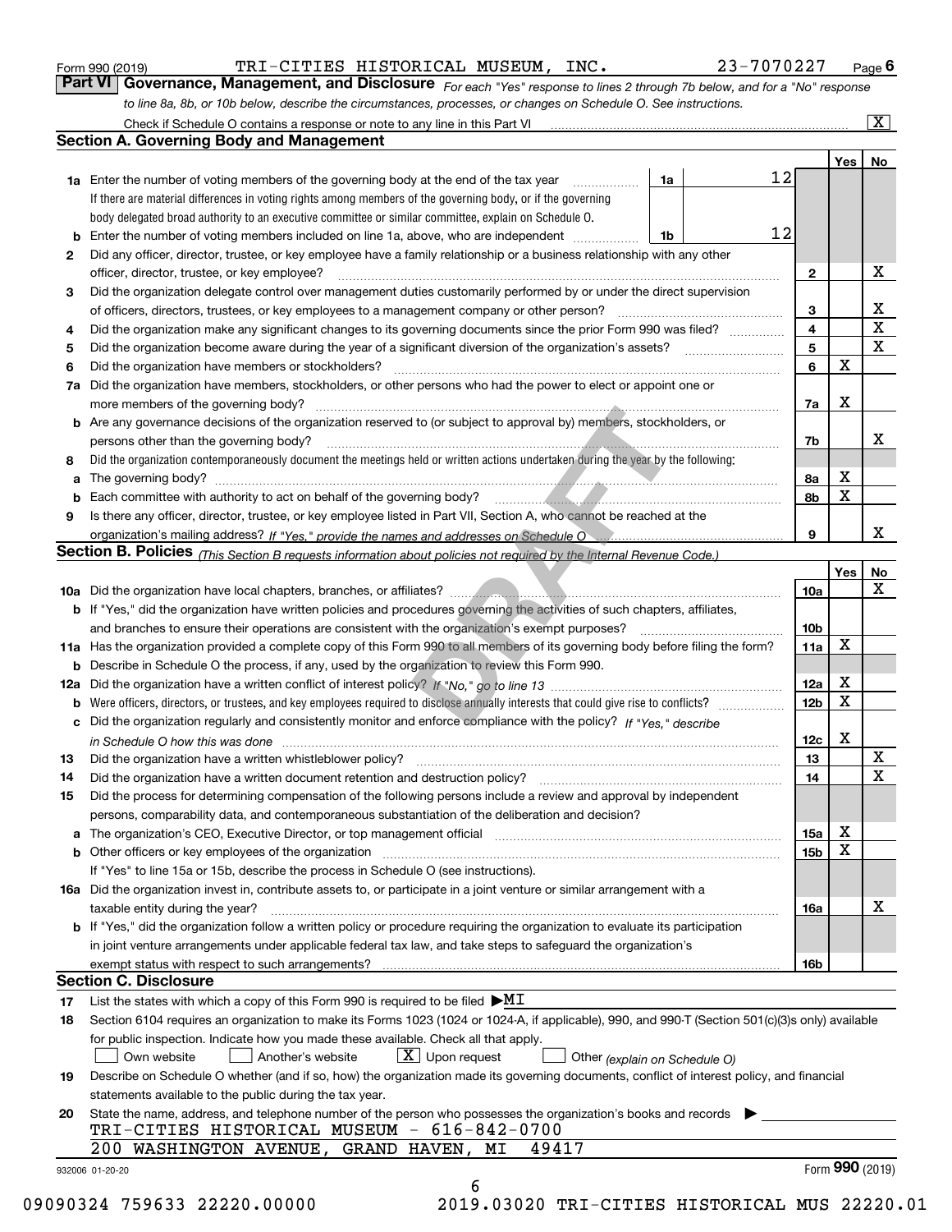Form 990 (2019) TRI-CITIES HISTORICAL MUSEUM, INC. 23-7070227 Page 6

## Part VI Governance, Management, and Disclosure

*For each "Yes" response to lines 2 through 7b below, and for a "No" response to line 8a, 8b, or 10b below, describe the circumstances, processes, or changes on Schedule O. See instructions.*

Check if Schedule O contains a response or note to any line in this Part VI ..... [X]

### Section A. Governing Body and Management

| | | | | Yes | No |
|---|---|---|---|---|---|
| 1a | Enter the number of voting members of the governing body at the end of the tax year ..... | 1a | 12 | | |
| | If there are material differences in voting rights among members of the governing body, or if the governing body delegated broad authority to an executive committee or similar committee, explain on Schedule O. | | | | |
| b | Enter the number of voting members included on line 1a, above, who are independent ..... | 1b | 12 | | |
| 2 | Did any officer, director, trustee, or key employee have a family relationship or a business relationship with any other officer, director, trustee, or key employee? | 2 | | | X |
| 3 | Did the organization delegate control over management duties customarily performed by or under the direct supervision of officers, directors, trustees, or key employees to a management company or other person? | 3 | | | X |
| 4 | Did the organization make any significant changes to its governing documents since the prior Form 990 was filed? | 4 | | | X |
| 5 | Did the organization become aware during the year of a significant diversion of the organization's assets? | 5 | | | X |
| 6 | Did the organization have members or stockholders? | 6 | | X | |
| 7a | Did the organization have members, stockholders, or other persons who had the power to elect or appoint one or more members of the governing body? | 7a | | X | |
| b | Are any governance decisions of the organization reserved to (or subject to approval by) members, stockholders, or persons other than the governing body? | 7b | | | X |
| 8 | Did the organization contemporaneously document the meetings held or written actions undertaken during the year by the following: | | | | |
| a | The governing body? | 8a | | X | |
| b | Each committee with authority to act on behalf of the governing body? | 8b | | X | |
| 9 | Is there any officer, director, trustee, or key employee listed in Part VII, Section A, who cannot be reached at the organization's mailing address? *If "Yes," provide the names and addresses on Schedule O* | 9 | | | X |

### Section B. Policies *(This Section B requests information about policies not required by the Internal Revenue Code.)*

| | | | Yes | No |
|---|---|---|---|---|
| 10a | Did the organization have local chapters, branches, or affiliates? | 10a | | X |
| b | If "Yes," did the organization have written policies and procedures governing the activities of such chapters, affiliates, and branches to ensure their operations are consistent with the organization's exempt purposes? | 10b | | |
| 11a | Has the organization provided a complete copy of this Form 990 to all members of its governing body before filing the form? | 11a | X | |
| b | Describe in Schedule O the process, if any, used by the organization to review this Form 990. | | | |
| 12a | Did the organization have a written conflict of interest policy? *If "No," go to line 13* | 12a | X | |
| b | Were officers, directors, or trustees, and key employees required to disclose annually interests that could give rise to conflicts? | 12b | X | |
| c | Did the organization regularly and consistently monitor and enforce compliance with the policy? *If "Yes," describe in Schedule O how this was done* | 12c | X | |
| 13 | Did the organization have a written whistleblower policy? | 13 | | X |
| 14 | Did the organization have a written document retention and destruction policy? | 14 | | X |
| 15 | Did the process for determining compensation of the following persons include a review and approval by independent persons, comparability data, and contemporaneous substantiation of the deliberation and decision? | | | |
| a | The organization's CEO, Executive Director, or top management official | 15a | X | |
| b | Other officers or key employees of the organization | 15b | X | |
| | If "Yes" to line 15a or 15b, describe the process in Schedule O (see instructions). | | | |
| 16a | Did the organization invest in, contribute assets to, or participate in a joint venture or similar arrangement with a taxable entity during the year? | 16a | | X |
| b | If "Yes," did the organization follow a written policy or procedure requiring the organization to evaluate its participation in joint venture arrangements under applicable federal tax law, and take steps to safeguard the organization's exempt status with respect to such arrangements? | 16b | | |

### Section C. Disclosure

17 List the states with which a copy of this Form 990 is required to be filed ▶MI

18 Section 6104 requires an organization to make its Forms 1023 (1024 or 1024-A, if applicable), 990, and 990-T (Section 501(c)(3)s only) available for public inspection. Indicate how you made these available. Check all that apply.

[ ] Own website [ ] Another's website [X] Upon request [ ] Other *(explain on Schedule O)*

19 Describe on Schedule O whether (and if so, how) the organization made its governing documents, conflict of interest policy, and financial statements available to the public during the tax year.

20 State the name, address, and telephone number of the person who possesses the organization's books and records ▶

TRI-CITIES HISTORICAL MUSEUM - 616-842-0700
200 WASHINGTON AVENUE, GRAND HAVEN, MI 49417

932006 01-20-20 Form 990 (2019)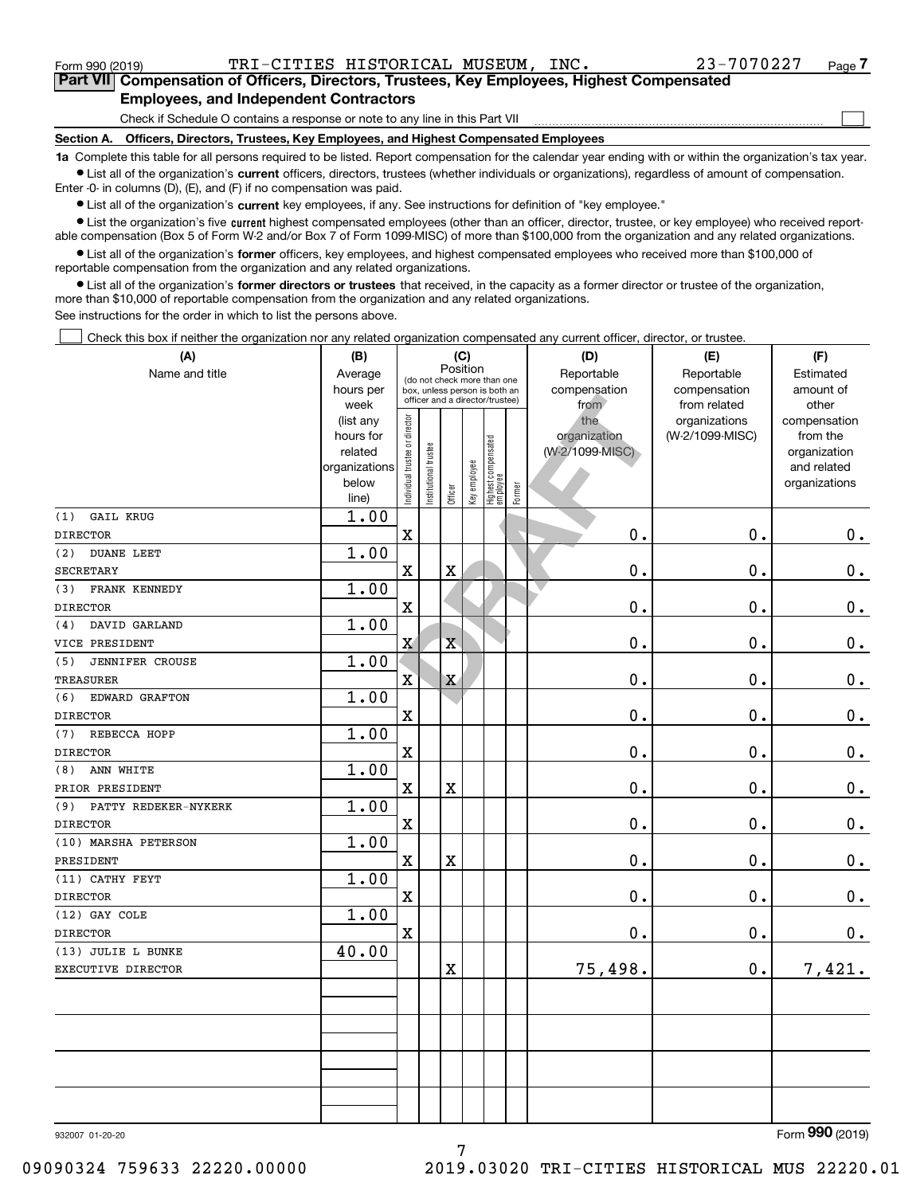Form 990 (2019) TRI-CITIES HISTORICAL MUSEUM, INC. 23-7070227 Page 7

## Part VII Compensation of Officers, Directors, Trustees, Key Employees, Highest Compensated Employees, and Independent Contractors

Check if Schedule O contains a response or note to any line in this Part VII ☐

**Section A. Officers, Directors, Trustees, Key Employees, and Highest Compensated Employees**

**1a** Complete this table for all persons required to be listed. Report compensation for the calendar year ending with or within the organization's tax year.

- List all of the organization's **current** officers, directors, trustees (whether individuals or organizations), regardless of amount of compensation. Enter -0- in columns (D), (E), and (F) if no compensation was paid.
- List all of the organization's **current** key employees, if any. See instructions for definition of "key employee."
- List the organization's five **current** highest compensated employees (other than an officer, director, trustee, or key employee) who received reportable compensation (Box 5 of Form W-2 and/or Box 7 of Form 1099-MISC) of more than $100,000 from the organization and any related organizations.
- List all of the organization's **former** officers, key employees, and highest compensated employees who received more than $100,000 of reportable compensation from the organization and any related organizations.
- List all of the organization's **former directors or trustees** that received, in the capacity as a former director or trustee of the organization, more than $10,000 of reportable compensation from the organization and any related organizations.

See instructions for the order in which to list the persons above.

☐ Check this box if neither the organization nor any related organization compensated any current officer, director, or trustee.

| (A) Name and title | (B) Average hours per week (list any hours for related organizations below line) | (C) Position: Individual trustee or director | Institutional trustee | Officer | Key employee | Highest compensated employee | Former | (D) Reportable compensation from the organization (W-2/1099-MISC) | (E) Reportable compensation from related organizations (W-2/1099-MISC) | (F) Estimated amount of other compensation from the organization and related organizations |
|---|---|---|---|---|---|---|---|---|---|---|
| (1) GAIL KRUG<br>DIRECTOR | 1.00 | X | | | | | | 0. | 0. | 0. |
| (2) DUANE LEET<br>SECRETARY | 1.00 | X | | X | | | | 0. | 0. | 0. |
| (3) FRANK KENNEDY<br>DIRECTOR | 1.00 | X | | | | | | 0. | 0. | 0. |
| (4) DAVID GARLAND<br>VICE PRESIDENT | 1.00 | X | | X | | | | 0. | 0. | 0. |
| (5) JENNIFER CROUSE<br>TREASURER | 1.00 | X | | X | | | | 0. | 0. | 0. |
| (6) EDWARD GRAFTON<br>DIRECTOR | 1.00 | X | | | | | | 0. | 0. | 0. |
| (7) REBECCA HOPP<br>DIRECTOR | 1.00 | X | | | | | | 0. | 0. | 0. |
| (8) ANN WHITE<br>PRIOR PRESIDENT | 1.00 | X | | X | | | | 0. | 0. | 0. |
| (9) PATTY REDEKER-NYKERK<br>DIRECTOR | 1.00 | X | | | | | | 0. | 0. | 0. |
| (10) MARSHA PETERSON<br>PRESIDENT | 1.00 | X | | X | | | | 0. | 0. | 0. |
| (11) CATHY FEYT<br>DIRECTOR | 1.00 | X | | | | | | 0. | 0. | 0. |
| (12) GAY COLE<br>DIRECTOR | 1.00 | X | | | | | | 0. | 0. | 0. |
| (13) JULIE L BUNKE<br>EXECUTIVE DIRECTOR | 40.00 | | | X | | | | 75,498. | 0. | 7,421. |
| | | | | | | | | | | |
| | | | | | | | | | | |
| | | | | | | | | | | |
| | | | | | | | | | | |

932007 01-20-20 Form 990 (2019)

09090324 759633 22220.00000 2019.03020 TRI-CITIES HISTORICAL MUS 22220.01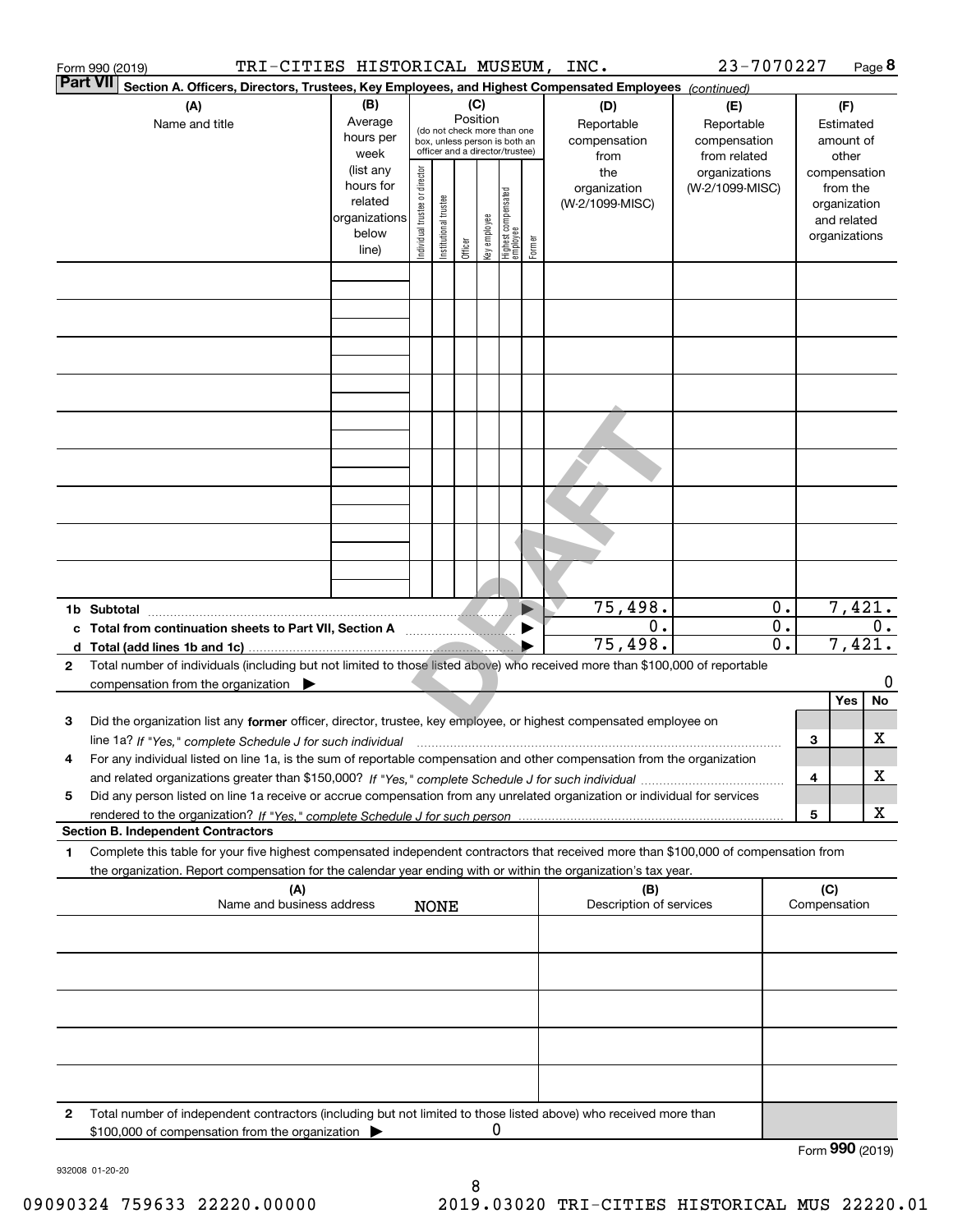Form 990 (2019) TRI-CITIES HISTORICAL MUSEUM, INC. 23-7070227 Page 8

## Part VII Section A. Officers, Directors, Trustees, Key Employees, and Highest Compensated Employees *(continued)*

| (A) Name and title | (B) Average hours per week (list any hours for related organizations below line) | (C) Position (do not check more than one box, unless person is both an officer and a director/trustee): Individual trustee or director | Institutional trustee | Officer | Key employee | Highest compensated employee | Former | (D) Reportable compensation from the organization (W-2/1099-MISC) | (E) Reportable compensation from related organizations (W-2/1099-MISC) | (F) Estimated amount of other compensation from the organization and related organizations |
|---|---|---|---|---|---|---|---|---|---|---|
| | | | | | | | | | | |
| | | | | | | | | | | |
| | | | | | | | | | | |
| | | | | | | | | | | |
| | | | | | | | | | | |
| | | | | | | | | | | |
| | | | | | | | | | | |
| | | | | | | | | | | |
| | | | | | | | | | | |

| | | (D) | (E) | (F) |
|---|---|---|---|---|
| 1b | Subtotal | 75,498. | 0. | 7,421. |
| c | Total from continuation sheets to Part VII, Section A | 0. | 0. | 0. |
| d | Total (add lines 1b and 1c) | 75,498. | 0. | 7,421. |

2 Total number of individuals (including but not limited to those listed above) who received more than $100,000 of reportable compensation from the organization ▶ 0

| | | | Yes | No |
|---|---|---|---|---|
| 3 | Did the organization list any **former** officer, director, trustee, key employee, or highest compensated employee on line 1a? *If "Yes," complete Schedule J for such individual* | 3 | | X |
| 4 | For any individual listed on line 1a, is the sum of reportable compensation and other compensation from the organization and related organizations greater than $150,000? *If "Yes," complete Schedule J for such individual* | 4 | | X |
| 5 | Did any person listed on line 1a receive or accrue compensation from any unrelated organization or individual for services rendered to the organization? *If "Yes," complete Schedule J for such person* | 5 | | X |

### Section B. Independent Contractors

1 Complete this table for your five highest compensated independent contractors that received more than $100,000 of compensation from the organization. Report compensation for the calendar year ending with or within the organization's tax year.

| (A) Name and business address | (B) Description of services | (C) Compensation |
|---|---|---|
| NONE | | |
| | | |
| | | |
| | | |
| | | |

2 Total number of independent contractors (including but not limited to those listed above) who received more than $100,000 of compensation from the organization ▶ 0

Form **990** (2019)

932008 01-20-20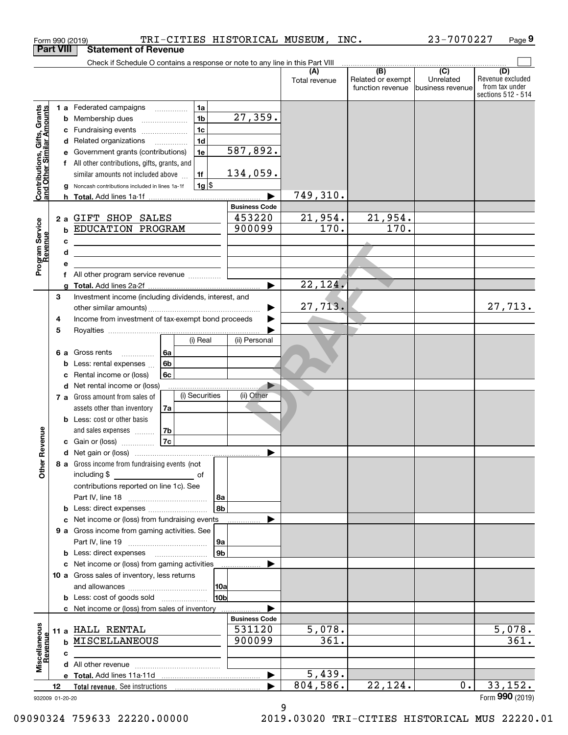Form 990 (2019) TRI-CITIES HISTORICAL MUSEUM, INC. 23-7070227 Page 9

## Part VIII Statement of Revenue

Check if Schedule O contains a response or note to any line in this Part VIII

| | | | | (A) Total revenue | (B) Related or exempt function revenue | (C) Unrelated business revenue | (D) Revenue excluded from tax under sections 512 - 514 |
|---|---|---|---|---|---|---|---|
| **Contributions, Gifts, Grants and Other Similar Amounts** | 1a Federated campaigns | 1a | | | | | |
| | b Membership dues | 1b | 27,359. | | | | |
| | c Fundraising events | 1c | | | | | |
| | d Related organizations | 1d | | | | | |
| | e Government grants (contributions) | 1e | 587,892. | | | | |
| | f All other contributions, gifts, grants, and similar amounts not included above | 1f | 134,059. | | | | |
| | g Noncash contributions included in lines 1a-1f | 1g | $ | | | | |
| | h Total. Add lines 1a-1f | | ▶ | 749,310. | | | |
| **Program Service Revenue** | | | **Business Code** | | | | |
| | 2a GIFT SHOP SALES | | 453220 | 21,954. | 21,954. | | |
| | b EDUCATION PROGRAM | | 900099 | 170. | 170. | | |
| | c | | | | | | |
| | d | | | | | | |
| | e | | | | | | |
| | f All other program service revenue | | | | | | |
| | g Total. Add lines 2a-2f | | ▶ | 22,124. | | | |
| **Other Revenue** | 3 Investment income (including dividends, interest, and other similar amounts) | | ▶ | 27,713. | | | 27,713. |
| | 4 Income from investment of tax-exempt bond proceeds | | ▶ | | | | |
| | 5 Royalties | | ▶ | | | | |
| | | (i) Real | (ii) Personal | | | | |
| | 6a Gross rents (6a) | | | | | | |
| | b Less: rental expenses (6b) | | | | | | |
| | c Rental income or (loss) (6c) | | | | | | |
| | d Net rental income or (loss) | | ▶ | | | | |
| | | (i) Securities | (ii) Other | | | | |
| | 7a Gross amount from sales of assets other than inventory (7a) | | | | | | |
| | b Less: cost or other basis and sales expenses (7b) | | | | | | |
| | c Gain or (loss) (7c) | | | | | | |
| | d Net gain or (loss) | | ▶ | | | | |
| | 8a Gross income from fundraising events (not including $ of contributions reported on line 1c). See Part IV, line 18 | 8a | | | | | |
| | b Less: direct expenses | 8b | | | | | |
| | c Net income or (loss) from fundraising events | | ▶ | | | | |
| | 9a Gross income from gaming activities. See Part IV, line 19 | 9a | | | | | |
| | b Less: direct expenses | 9b | | | | | |
| | c Net income or (loss) from gaming activities | | ▶ | | | | |
| | 10a Gross sales of inventory, less returns and allowances | 10a | | | | | |
| | b Less: cost of goods sold | 10b | | | | | |
| | c Net income or (loss) from sales of inventory | | ▶ | | | | |
| **Miscellaneous Revenue** | | | **Business Code** | | | | |
| | 11a HALL RENTAL | | 531120 | 5,078. | | | 5,078. |
| | b MISCELLANEOUS | | 900099 | 361. | | | 361. |
| | c | | | | | | |
| | d All other revenue | | | | | | |
| | e Total. Add lines 11a-11d | | ▶ | 5,439. | | | |
| | 12 Total revenue. See instructions | | ▶ | 804,586. | 22,124. | 0. | 33,152. |

932009 01-20-20

Form **990** (2019)

09090324 759633 22220.00000 2019.03020 TRI-CITIES HISTORICAL MUS 22220.01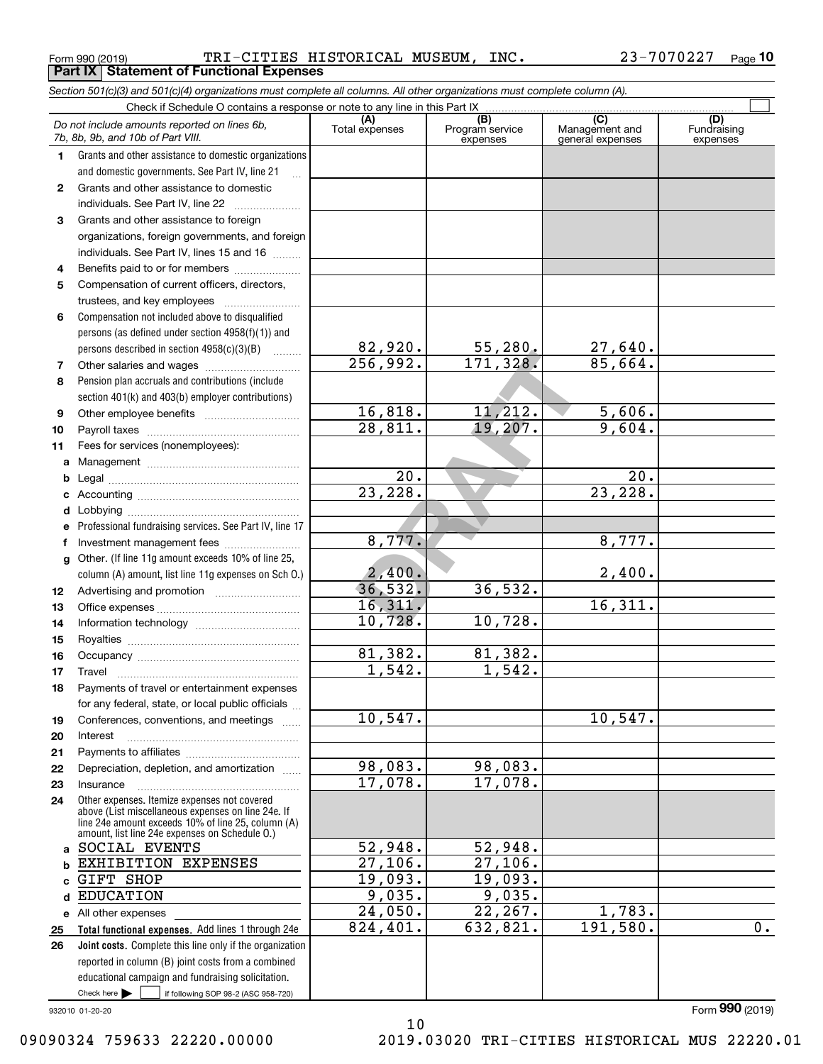Form 990 (2019) TRI-CITIES HISTORICAL MUSEUM, INC. 23-7070227 Page 10

## Part IX Statement of Functional Expenses

*Section 501(c)(3) and 501(c)(4) organizations must complete all columns. All other organizations must complete column (A).*

Check if Schedule O contains a response or note to any line in this Part IX

| | *Do not include amounts reported on lines 6b, 7b, 8b, 9b, and 10b of Part VIII.* | (A) Total expenses | (B) Program service expenses | (C) Management and general expenses | (D) Fundraising expenses |
|---|---|---|---|---|---|
| 1 | Grants and other assistance to domestic organizations and domestic governments. See Part IV, line 21 | | | | |
| 2 | Grants and other assistance to domestic individuals. See Part IV, line 22 | | | | |
| 3 | Grants and other assistance to foreign organizations, foreign governments, and foreign individuals. See Part IV, lines 15 and 16 | | | | |
| 4 | Benefits paid to or for members | | | | |
| 5 | Compensation of current officers, directors, trustees, and key employees | | | | |
| 6 | Compensation not included above to disqualified persons (as defined under section 4958(f)(1)) and persons described in section 4958(c)(3)(B) | 82,920. | 55,280. | 27,640. | |
| 7 | Other salaries and wages | 256,992. | 171,328. | 85,664. | |
| 8 | Pension plan accruals and contributions (include section 401(k) and 403(b) employer contributions) | | | | |
| 9 | Other employee benefits | 16,818. | 11,212. | 5,606. | |
| 10 | Payroll taxes | 28,811. | 19,207. | 9,604. | |
| 11 | Fees for services (nonemployees): | | | | |
| a | Management | | | | |
| b | Legal | 20. | | 20. | |
| c | Accounting | 23,228. | | 23,228. | |
| d | Lobbying | | | | |
| e | Professional fundraising services. See Part IV, line 17 | | | | |
| f | Investment management fees | 8,777. | | 8,777. | |
| g | Other. (If line 11g amount exceeds 10% of line 25, column (A) amount, list line 11g expenses on Sch O.) | 2,400. | | 2,400. | |
| 12 | Advertising and promotion | 36,532. | 36,532. | | |
| 13 | Office expenses | 16,311. | | 16,311. | |
| 14 | Information technology | 10,728. | 10,728. | | |
| 15 | Royalties | | | | |
| 16 | Occupancy | 81,382. | 81,382. | | |
| 17 | Travel | 1,542. | 1,542. | | |
| 18 | Payments of travel or entertainment expenses for any federal, state, or local public officials | | | | |
| 19 | Conferences, conventions, and meetings | 10,547. | | 10,547. | |
| 20 | Interest | | | | |
| 21 | Payments to affiliates | | | | |
| 22 | Depreciation, depletion, and amortization | 98,083. | 98,083. | | |
| 23 | Insurance | 17,078. | 17,078. | | |
| 24 | Other expenses. Itemize expenses not covered above (List miscellaneous expenses on line 24e. If line 24e amount exceeds 10% of line 25, column (A) amount, list line 24e expenses on Schedule O.) | | | | |
| a | SOCIAL EVENTS | 52,948. | 52,948. | | |
| b | EXHIBITION EXPENSES | 27,106. | 27,106. | | |
| c | GIFT SHOP | 19,093. | 19,093. | | |
| d | EDUCATION | 9,035. | 9,035. | | |
| e | All other expenses | 24,050. | 22,267. | 1,783. | |
| 25 | **Total functional expenses.** Add lines 1 through 24e | 824,401. | 632,821. | 191,580. | 0. |
| 26 | **Joint costs.** Complete this line only if the organization reported in column (B) joint costs from a combined educational campaign and fundraising solicitation. Check here ☐ if following SOP 98-2 (ASC 958-720) | | | | |

932010 01-20-20

Form **990** (2019)

09090324 759633 22220.00000 2019.03020 TRI-CITIES HISTORICAL MUS 22220.01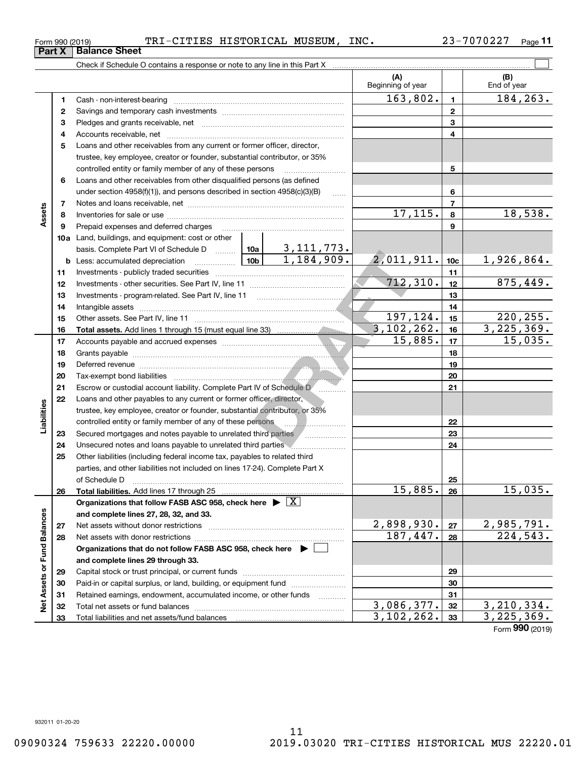Form 990 (2019) TRI-CITIES HISTORICAL MUSEUM, INC. 23-7070227 Page **11**

## Part X Balance Sheet

Check if Schedule O contains a response or note to any line in this Part X

| | | | | (A) Beginning of year | | (B) End of year |
|---|---|---|---|---|---|---|
| **Assets** | 1 | Cash - non-interest-bearing | | 163,802. | 1 | 184,263. |
| | 2 | Savings and temporary cash investments | | | 2 | |
| | 3 | Pledges and grants receivable, net | | | 3 | |
| | 4 | Accounts receivable, net | | | 4 | |
| | 5 | Loans and other receivables from any current or former officer, director, trustee, key employee, creator or founder, substantial contributor, or 35% controlled entity or family member of any of these persons | | | 5 | |
| | 6 | Loans and other receivables from other disqualified persons (as defined under section 4958(f)(1)), and persons described in section 4958(c)(3)(B) | | | 6 | |
| | 7 | Notes and loans receivable, net | | | 7 | |
| | 8 | Inventories for sale or use | | 17,115. | 8 | 18,538. |
| | 9 | Prepaid expenses and deferred charges | | | 9 | |
| | 10a | Land, buildings, and equipment: cost or other basis. Complete Part VI of Schedule D | 10a 3,111,773. | | | |
| | b | Less: accumulated depreciation | 10b 1,184,909. | 2,011,911. | 10c | 1,926,864. |
| | 11 | Investments - publicly traded securities | | | 11 | |
| | 12 | Investments - other securities. See Part IV, line 11 | | 712,310. | 12 | 875,449. |
| | 13 | Investments - program-related. See Part IV, line 11 | | | 13 | |
| | 14 | Intangible assets | | | 14 | |
| | 15 | Other assets. See Part IV, line 11 | | 197,124. | 15 | 220,255. |
| | 16 | **Total assets.** Add lines 1 through 15 (must equal line 33) | | 3,102,262. | 16 | 3,225,369. |
| **Liabilities** | 17 | Accounts payable and accrued expenses | | 15,885. | 17 | 15,035. |
| | 18 | Grants payable | | | 18 | |
| | 19 | Deferred revenue | | | 19 | |
| | 20 | Tax-exempt bond liabilities | | | 20 | |
| | 21 | Escrow or custodial account liability. Complete Part IV of Schedule D | | | 21 | |
| | 22 | Loans and other payables to any current or former officer, director, trustee, key employee, creator or founder, substantial contributor, or 35% controlled entity or family member of any of these persons | | | 22 | |
| | 23 | Secured mortgages and notes payable to unrelated third parties | | | 23 | |
| | 24 | Unsecured notes and loans payable to unrelated third parties | | | 24 | |
| | 25 | Other liabilities (including federal income tax, payables to related third parties, and other liabilities not included on lines 17-24). Complete Part X of Schedule D | | | 25 | |
| | 26 | **Total liabilities.** Add lines 17 through 25 | | 15,885. | 26 | 15,035. |
| **Net Assets or Fund Balances** | | **Organizations that follow FASB ASC 958, check here** ▶ [X] **and complete lines 27, 28, 32, and 33.** | | | | |
| | 27 | Net assets without donor restrictions | | 2,898,930. | 27 | 2,985,791. |
| | 28 | Net assets with donor restrictions | | 187,447. | 28 | 224,543. |
| | | **Organizations that do not follow FASB ASC 958, check here** ▶ [ ] **and complete lines 29 through 33.** | | | | |
| | 29 | Capital stock or trust principal, or current funds | | | 29 | |
| | 30 | Paid-in or capital surplus, or land, building, or equipment fund | | | 30 | |
| | 31 | Retained earnings, endowment, accumulated income, or other funds | | | 31 | |
| | 32 | Total net assets or fund balances | | 3,086,377. | 32 | 3,210,334. |
| | 33 | Total liabilities and net assets/fund balances | | 3,102,262. | 33 | 3,225,369. |

Form **990** (2019)

932011 01-20-20

09090324 759633 22220.00000 2019.03020 TRI-CITIES HISTORICAL MUS 22220.01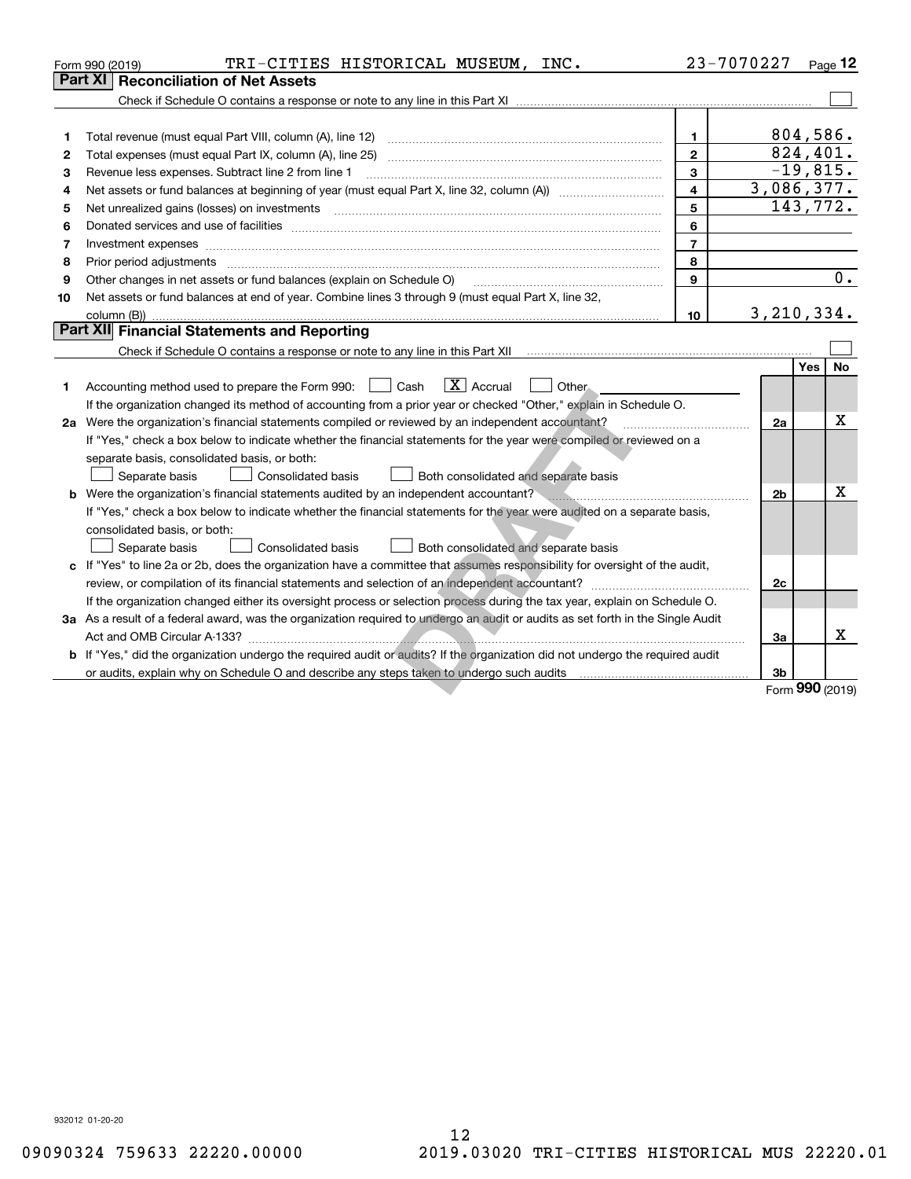Form 990 (2019) TRI-CITIES HISTORICAL MUSEUM, INC. 23-7070227 Page 12

## Part XI Reconciliation of Net Assets

Check if Schedule O contains a response or note to any line in this Part XI ☐

| | | | |
|---|---|---|---|
| 1 | Total revenue (must equal Part VIII, column (A), line 12) | 1 | 804,586. |
| 2 | Total expenses (must equal Part IX, column (A), line 25) | 2 | 824,401. |
| 3 | Revenue less expenses. Subtract line 2 from line 1 | 3 | -19,815. |
| 4 | Net assets or fund balances at beginning of year (must equal Part X, line 32, column (A)) | 4 | 3,086,377. |
| 5 | Net unrealized gains (losses) on investments | 5 | 143,772. |
| 6 | Donated services and use of facilities | 6 | |
| 7 | Investment expenses | 7 | |
| 8 | Prior period adjustments | 8 | |
| 9 | Other changes in net assets or fund balances (explain on Schedule O) | 9 | 0. |
| 10 | Net assets or fund balances at end of year. Combine lines 3 through 9 (must equal Part X, line 32, column (B)) | 10 | 3,210,334. |

## Part XII Financial Statements and Reporting

Check if Schedule O contains a response or note to any line in this Part XII ☐

| | | | Yes | No |
|---|---|---|---|---|
| 1 | Accounting method used to prepare the Form 990: ☐ Cash ☒ Accrual ☐ Other | | | |
| | If the organization changed its method of accounting from a prior year or checked "Other," explain in Schedule O. | | | |
| 2a | Were the organization's financial statements compiled or reviewed by an independent accountant? | 2a | | X |
| | If "Yes," check a box below to indicate whether the financial statements for the year were compiled or reviewed on a separate basis, consolidated basis, or both: ☐ Separate basis ☐ Consolidated basis ☐ Both consolidated and separate basis | | | |
| b | Were the organization's financial statements audited by an independent accountant? | 2b | | X |
| | If "Yes," check a box below to indicate whether the financial statements for the year were audited on a separate basis, consolidated basis, or both: ☐ Separate basis ☐ Consolidated basis ☐ Both consolidated and separate basis | | | |
| c | If "Yes" to line 2a or 2b, does the organization have a committee that assumes responsibility for oversight of the audit, review, or compilation of its financial statements and selection of an independent accountant? | 2c | | |
| | If the organization changed either its oversight process or selection process during the tax year, explain on Schedule O. | | | |
| 3a | As a result of a federal award, was the organization required to undergo an audit or audits as set forth in the Single Audit Act and OMB Circular A-133? | 3a | | X |
| b | If "Yes," did the organization undergo the required audit or audits? If the organization did not undergo the required audit or audits, explain why on Schedule O and describe any steps taken to undergo such audits | 3b | | |

Form 990 (2019)

932012 01-20-20

09090324 759633 22220.00000 2019.03020 TRI-CITIES HISTORICAL MUS 22220.01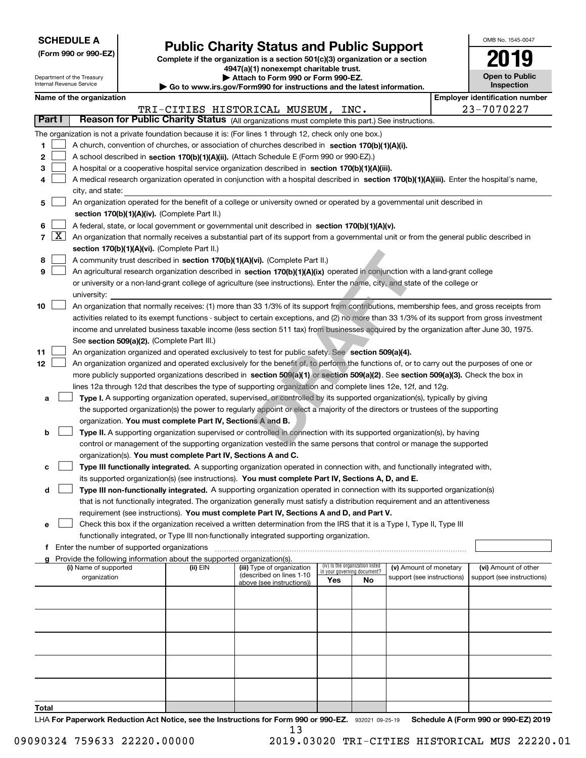**SCHEDULE A**
**(Form 990 or 990-EZ)**

Department of the Treasury
Internal Revenue Service

# Public Charity Status and Public Support

**Complete if the organization is a section 501(c)(3) organization or a section 4947(a)(1) nonexempt charitable trust.**
**▶ Attach to Form 990 or Form 990-EZ.**
**▶ Go to www.irs.gov/Form990 for instructions and the latest information.**

OMB No. 1545-0047
**2019**
**Open to Public Inspection**

**Name of the organization:** TRI-CITIES HISTORICAL MUSEUM, INC.
**Employer identification number:** 23-7070227

## Part I Reason for Public Charity Status (All organizations must complete this part.) See instructions.

The organization is not a private foundation because it is: (For lines 1 through 12, check only one box.)

1. ☐ A church, convention of churches, or association of churches described in **section 170(b)(1)(A)(i).**
2. ☐ A school described in **section 170(b)(1)(A)(ii).** (Attach Schedule E (Form 990 or 990-EZ).)
3. ☐ A hospital or a cooperative hospital service organization described in **section 170(b)(1)(A)(iii).**
4. ☐ A medical research organization operated in conjunction with a hospital described in **section 170(b)(1)(A)(iii).** Enter the hospital's name, city, and state:
5. ☐ An organization operated for the benefit of a college or university owned or operated by a governmental unit described in **section 170(b)(1)(A)(iv).** (Complete Part II.)
6. ☐ A federal, state, or local government or governmental unit described in **section 170(b)(1)(A)(v).**
7. ☒ An organization that normally receives a substantial part of its support from a governmental unit or from the general public described in **section 170(b)(1)(A)(vi).** (Complete Part II.)
8. ☐ A community trust described in **section 170(b)(1)(A)(vi).** (Complete Part II.)
9. ☐ An agricultural research organization described in **section 170(b)(1)(A)(ix)** operated in conjunction with a land-grant college or university or a non-land-grant college of agriculture (see instructions). Enter the name, city, and state of the college or university:
10. ☐ An organization that normally receives: (1) more than 33 1/3% of its support from contributions, membership fees, and gross receipts from activities related to its exempt functions - subject to certain exceptions, and (2) no more than 33 1/3% of its support from gross investment income and unrelated business taxable income (less section 511 tax) from businesses acquired by the organization after June 30, 1975. See **section 509(a)(2).** (Complete Part III.)
11. ☐ An organization organized and operated exclusively to test for public safety. See **section 509(a)(4).**
12. ☐ An organization organized and operated exclusively for the benefit of, to perform the functions of, or to carry out the purposes of one or more publicly supported organizations described in **section 509(a)(1)** or **section 509(a)(2)**. See **section 509(a)(3).** Check the box in lines 12a through 12d that describes the type of supporting organization and complete lines 12e, 12f, and 12g.
   - **a** ☐ **Type I.** A supporting organization operated, supervised, or controlled by its supported organization(s), typically by giving the supported organization(s) the power to regularly appoint or elect a majority of the directors or trustees of the supporting organization. **You must complete Part IV, Sections A and B.**
   - **b** ☐ **Type II.** A supporting organization supervised or controlled in connection with its supported organization(s), by having control or management of the supporting organization vested in the same persons that control or manage the supported organization(s). **You must complete Part IV, Sections A and C.**
   - **c** ☐ **Type III functionally integrated.** A supporting organization operated in connection with, and functionally integrated with, its supported organization(s) (see instructions). **You must complete Part IV, Sections A, D, and E.**
   - **d** ☐ **Type III non-functionally integrated.** A supporting organization operated in connection with its supported organization(s) that is not functionally integrated. The organization generally must satisfy a distribution requirement and an attentiveness requirement (see instructions). **You must complete Part IV, Sections A and D, and Part V.**
   - **e** ☐ Check this box if the organization received a written determination from the IRS that it is a Type I, Type II, Type III functionally integrated, or Type III non-functionally integrated supporting organization.
   - **f** Enter the number of supported organizations
   - **g** Provide the following information about the supported organization(s).

| (i) Name of supported organization | (ii) EIN | (iii) Type of organization (described on lines 1-10 above (see instructions)) | (iv) Is the organization listed in your governing document? Yes | No | (v) Amount of monetary support (see instructions) | (vi) Amount of other support (see instructions) |
|---|---|---|---|---|---|---|
| | | | | | | |
| | | | | | | |
| | | | | | | |
| | | | | | | |
| | | | | | | |
| **Total** | | | | | | |

LHA **For Paperwork Reduction Act Notice, see the Instructions for Form 990 or 990-EZ.** 932021 09-25-19 **Schedule A (Form 990 or 990-EZ) 2019**

09090324 759633 22220.00000 2019.03020 TRI-CITIES HISTORICAL MUS 22220.01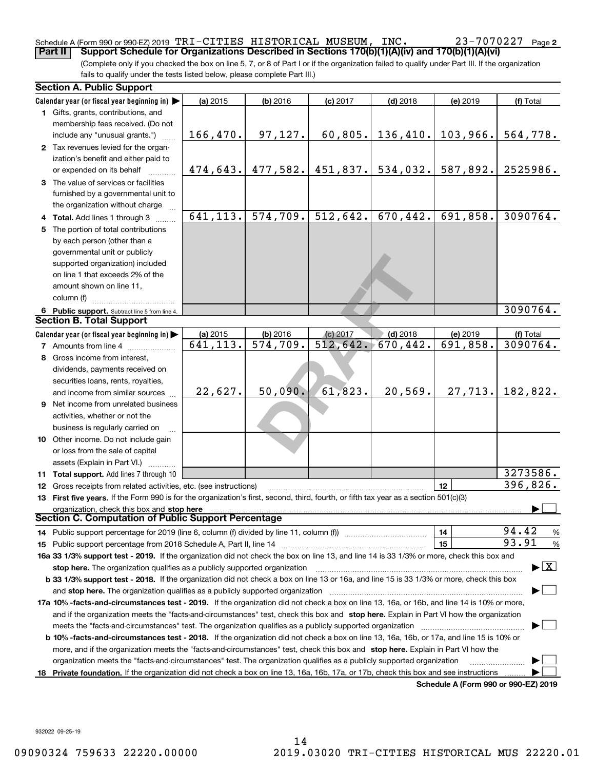Schedule A (Form 990 or 990-EZ) 2019 TRI-CITIES HISTORICAL MUSEUM, INC. 23-7070227 Page 2

**Part II Support Schedule for Organizations Described in Sections 170(b)(1)(A)(iv) and 170(b)(1)(A)(vi)**

(Complete only if you checked the box on line 5, 7, or 8 of Part I or if the organization failed to qualify under Part III. If the organization fails to qualify under the tests listed below, please complete Part III.)

**Section A. Public Support**

| Calendar year (or fiscal year beginning in) ▶ | (a) 2015 | (b) 2016 | (c) 2017 | (d) 2018 | (e) 2019 | (f) Total |
|---|---|---|---|---|---|---|
| 1 Gifts, grants, contributions, and membership fees received. (Do not include any "unusual grants.") | 166,470. | 97,127. | 60,805. | 136,410. | 103,966. | 564,778. |
| 2 Tax revenues levied for the organization's benefit and either paid to or expended on its behalf | 474,643. | 477,582. | 451,837. | 534,032. | 587,892. | 2525986. |
| 3 The value of services or facilities furnished by a governmental unit to the organization without charge | | | | | | |
| 4 **Total.** Add lines 1 through 3 | 641,113. | 574,709. | 512,642. | 670,442. | 691,858. | 3090764. |
| 5 The portion of total contributions by each person (other than a governmental unit or publicly supported organization) included on line 1 that exceeds 2% of the amount shown on line 11, column (f) | | | | | | |
| 6 **Public support.** Subtract line 5 from line 4. | | | | | | 3090764. |

**Section B. Total Support**

| Calendar year (or fiscal year beginning in) ▶ | (a) 2015 | (b) 2016 | (c) 2017 | (d) 2018 | (e) 2019 | (f) Total |
|---|---|---|---|---|---|---|
| 7 Amounts from line 4 | 641,113. | 574,709. | 512,642. | 670,442. | 691,858. | 3090764. |
| 8 Gross income from interest, dividends, payments received on securities loans, rents, royalties, and income from similar sources | 22,627. | 50,090. | 61,823. | 20,569. | 27,713. | 182,822. |
| 9 Net income from unrelated business activities, whether or not the business is regularly carried on | | | | | | |
| 10 Other income. Do not include gain or loss from the sale of capital assets (Explain in Part VI.) | | | | | | |
| 11 **Total support.** Add lines 7 through 10 | | | | | | 3273586. |

12 Gross receipts from related activities, etc. (see instructions) — 12 — 396,826.

13 **First five years.** If the Form 990 is for the organization's first, second, third, fourth, or fifth tax year as a section 501(c)(3) organization, check this box and **stop here** ▶ ☐

**Section C. Computation of Public Support Percentage**

14 Public support percentage for 2019 (line 6, column (f) divided by line 11, column (f)) — 14 — 94.42 %

15 Public support percentage from 2018 Schedule A, Part II, line 14 — 15 — 93.91 %

**16a 33 1/3% support test - 2019.** If the organization did not check the box on line 13, and line 14 is 33 1/3% or more, check this box and **stop here.** The organization qualifies as a publicly supported organization ▶ ☒

**b 33 1/3% support test - 2018.** If the organization did not check a box on line 13 or 16a, and line 15 is 33 1/3% or more, check this box and **stop here.** The organization qualifies as a publicly supported organization ▶ ☐

**17a 10% -facts-and-circumstances test - 2019.** If the organization did not check a box on line 13, 16a, or 16b, and line 14 is 10% or more, and if the organization meets the "facts-and-circumstances" test, check this box and **stop here.** Explain in Part VI how the organization meets the "facts-and-circumstances" test. The organization qualifies as a publicly supported organization ▶ ☐

**b 10% -facts-and-circumstances test - 2018.** If the organization did not check a box on line 13, 16a, 16b, or 17a, and line 15 is 10% or more, and if the organization meets the "facts-and-circumstances" test, check this box and **stop here.** Explain in Part VI how the organization meets the "facts-and-circumstances" test. The organization qualifies as a publicly supported organization ▶ ☐

**18 Private foundation.** If the organization did not check a box on line 13, 16a, 16b, 17a, or 17b, check this box and see instructions ▶ ☐

**Schedule A (Form 990 or 990-EZ) 2019**

932022 09-25-19

09090324 759633 22220.00000 2019.03020 TRI-CITIES HISTORICAL MUS 22220.01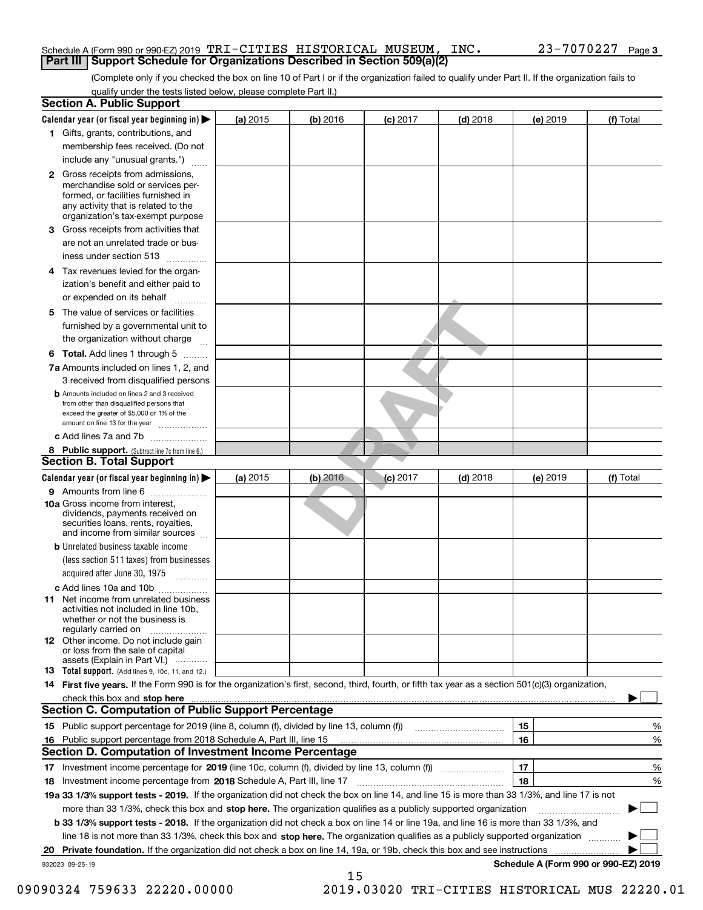Schedule A (Form 990 or 990-EZ) 2019 TRI-CITIES HISTORICAL MUSEUM, INC. 23-7070227 Page **3**

## Part III Support Schedule for Organizations Described in Section 509(a)(2)

(Complete only if you checked the box on line 10 of Part I or if the organization failed to qualify under Part II. If the organization fails to qualify under the tests listed below, please complete Part II.)

### Section A. Public Support

| Calendar year (or fiscal year beginning in) ▶ | (a) 2015 | (b) 2016 | (c) 2017 | (d) 2018 | (e) 2019 | (f) Total |
|---|---|---|---|---|---|---|
| 1 Gifts, grants, contributions, and membership fees received. (Do not include any "unusual grants.") | | | | | | |
| 2 Gross receipts from admissions, merchandise sold or services performed, or facilities furnished in any activity that is related to the organization's tax-exempt purpose | | | | | | |
| 3 Gross receipts from activities that are not an unrelated trade or business under section 513 | | | | | | |
| 4 Tax revenues levied for the organization's benefit and either paid to or expended on its behalf | | | | | | |
| 5 The value of services or facilities furnished by a governmental unit to the organization without charge | | | | | | |
| 6 **Total.** Add lines 1 through 5 | | | | | | |
| 7a Amounts included on lines 1, 2, and 3 received from disqualified persons | | | | | | |
| b Amounts included on lines 2 and 3 received from other than disqualified persons that exceed the greater of $5,000 or 1% of the amount on line 13 for the year | | | | | | |
| c Add lines 7a and 7b | | | | | | |
| 8 **Public support.** (Subtract line 7c from line 6.) | | | | | | |

### Section B. Total Support

| Calendar year (or fiscal year beginning in) ▶ | (a) 2015 | (b) 2016 | (c) 2017 | (d) 2018 | (e) 2019 | (f) Total |
|---|---|---|---|---|---|---|
| 9 Amounts from line 6 | | | | | | |
| 10a Gross income from interest, dividends, payments received on securities loans, rents, royalties, and income from similar sources | | | | | | |
| b Unrelated business taxable income (less section 511 taxes) from businesses acquired after June 30, 1975 | | | | | | |
| c Add lines 10a and 10b | | | | | | |
| 11 Net income from unrelated business activities not included in line 10b, whether or not the business is regularly carried on | | | | | | |
| 12 Other income. Do not include gain or loss from the sale of capital assets (Explain in Part VI.) | | | | | | |
| 13 **Total support.** (Add lines 9, 10c, 11, and 12.) | | | | | | |

14 **First five years.** If the Form 990 is for the organization's first, second, third, fourth, or fifth tax year as a section 501(c)(3) organization, check this box and **stop here** ▶ ☐

### Section C. Computation of Public Support Percentage

| | | | |
|---|---|---|---|
| 15 | Public support percentage for 2019 (line 8, column (f), divided by line 13, column (f)) | 15 | % |
| 16 | Public support percentage from 2018 Schedule A, Part III, line 15 | 16 | % |

### Section D. Computation of Investment Income Percentage

| | | | |
|---|---|---|---|
| 17 | Investment income percentage for **2019** (line 10c, column (f), divided by line 13, column (f)) | 17 | % |
| 18 | Investment income percentage from **2018** Schedule A, Part III, line 17 | 18 | % |

**19a 33 1/3% support tests - 2019.** If the organization did not check the box on line 14, and line 15 is more than 33 1/3%, and line 17 is not more than 33 1/3%, check this box and **stop here.** The organization qualifies as a publicly supported organization ▶ ☐

**b 33 1/3% support tests - 2018.** If the organization did not check a box on line 14 or line 19a, and line 16 is more than 33 1/3%, and line 18 is not more than 33 1/3%, check this box and **stop here.** The organization qualifies as a publicly supported organization ▶ ☐

**20 Private foundation.** If the organization did not check a box on line 14, 19a, or 19b, check this box and see instructions ▶ ☐

932023 09-25-19

**Schedule A (Form 990 or 990-EZ) 2019**

09090324 759633 22220.00000 2019.03020 TRI-CITIES HISTORICAL MUS 22220.01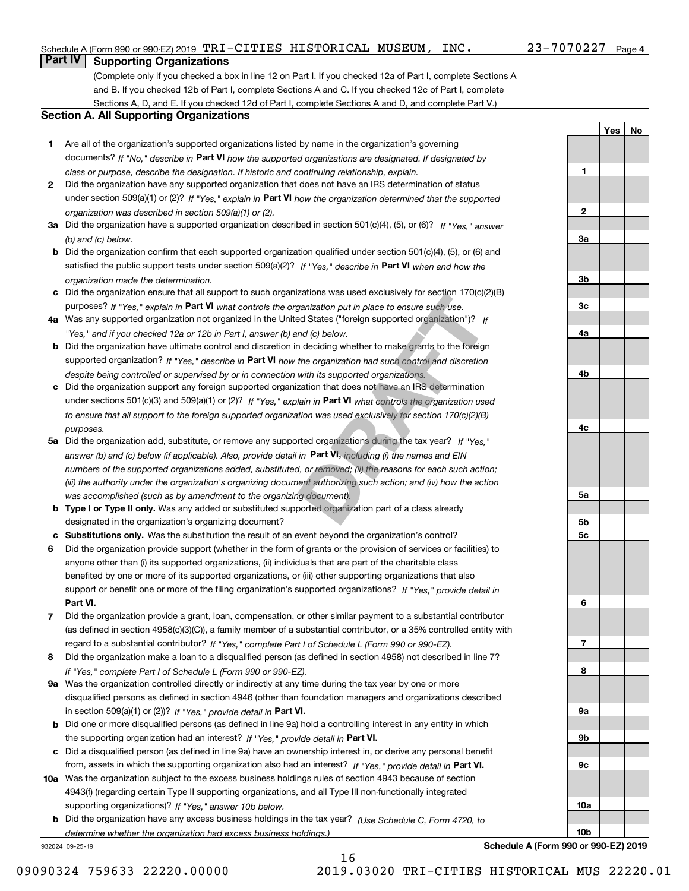Schedule A (Form 990 or 990-EZ) 2019 TRI-CITIES HISTORICAL MUSEUM, INC. 23-7070227 Page 4

## Part IV Supporting Organizations

(Complete only if you checked a box in line 12 on Part I. If you checked 12a of Part I, complete Sections A and B. If you checked 12b of Part I, complete Sections A and C. If you checked 12c of Part I, complete Sections A, D, and E. If you checked 12d of Part I, complete Sections A and D, and complete Part V.)

### Section A. All Supporting Organizations

| | | Line | Yes | No |
|---|---|---|---|---|
| **1** | Are all of the organization's supported organizations listed by name in the organization's governing documents? *If "No," describe in* **Part VI** *how the supported organizations are designated. If designated by class or purpose, describe the designation. If historic and continuing relationship, explain.* | 1 | | |
| **2** | Did the organization have any supported organization that does not have an IRS determination of status under section 509(a)(1) or (2)? *If "Yes," explain in* **Part VI** *how the organization determined that the supported organization was described in section 509(a)(1) or (2).* | 2 | | |
| **3a** | Did the organization have a supported organization described in section 501(c)(4), (5), or (6)? *If "Yes," answer (b) and (c) below.* | 3a | | |
| **b** | Did the organization confirm that each supported organization qualified under section 501(c)(4), (5), or (6) and satisfied the public support tests under section 509(a)(2)? *If "Yes," describe in* **Part VI** *when and how the organization made the determination.* | 3b | | |
| **c** | Did the organization ensure that all support to such organizations was used exclusively for section 170(c)(2)(B) purposes? *If "Yes," explain in* **Part VI** *what controls the organization put in place to ensure such use.* | 3c | | |
| **4a** | Was any supported organization not organized in the United States ("foreign supported organization")? *If "Yes," and if you checked 12a or 12b in Part I, answer (b) and (c) below.* | 4a | | |
| **b** | Did the organization have ultimate control and discretion in deciding whether to make grants to the foreign supported organization? *If "Yes," describe in* **Part VI** *how the organization had such control and discretion despite being controlled or supervised by or in connection with its supported organizations.* | 4b | | |
| **c** | Did the organization support any foreign supported organization that does not have an IRS determination under sections 501(c)(3) and 509(a)(1) or (2)? *If "Yes," explain in* **Part VI** *what controls the organization used to ensure that all support to the foreign supported organization was used exclusively for section 170(c)(2)(B) purposes.* | 4c | | |
| **5a** | Did the organization add, substitute, or remove any supported organizations during the tax year? *If "Yes," answer (b) and (c) below (if applicable). Also, provide detail in* **Part VI,** *including (i) the names and EIN numbers of the supported organizations added, substituted, or removed; (ii) the reasons for each such action; (iii) the authority under the organization's organizing document authorizing such action; and (iv) how the action was accomplished (such as by amendment to the organizing document).* | 5a | | |
| **b** | **Type I or Type II only.** Was any added or substituted supported organization part of a class already designated in the organization's organizing document? | 5b | | |
| **c** | **Substitutions only.** Was the substitution the result of an event beyond the organization's control? | 5c | | |
| **6** | Did the organization provide support (whether in the form of grants or the provision of services or facilities) to anyone other than (i) its supported organizations, (ii) individuals that are part of the charitable class benefited by one or more of its supported organizations, or (iii) other supporting organizations that also support or benefit one or more of the filing organization's supported organizations? *If "Yes," provide detail in* **Part VI.** | 6 | | |
| **7** | Did the organization provide a grant, loan, compensation, or other similar payment to a substantial contributor (as defined in section 4958(c)(3)(C)), a family member of a substantial contributor, or a 35% controlled entity with regard to a substantial contributor? *If "Yes," complete Part I of Schedule L (Form 990 or 990-EZ).* | 7 | | |
| **8** | Did the organization make a loan to a disqualified person (as defined in section 4958) not described in line 7? *If "Yes," complete Part I of Schedule L (Form 990 or 990-EZ).* | 8 | | |
| **9a** | Was the organization controlled directly or indirectly at any time during the tax year by one or more disqualified persons as defined in section 4946 (other than foundation managers and organizations described in section 509(a)(1) or (2))? *If "Yes," provide detail in* **Part VI.** | 9a | | |
| **b** | Did one or more disqualified persons (as defined in line 9a) hold a controlling interest in any entity in which the supporting organization had an interest? *If "Yes," provide detail in* **Part VI.** | 9b | | |
| **c** | Did a disqualified person (as defined in line 9a) have an ownership interest in, or derive any personal benefit from, assets in which the supporting organization also had an interest? *If "Yes," provide detail in* **Part VI.** | 9c | | |
| **10a** | Was the organization subject to the excess business holdings rules of section 4943 because of section 4943(f) (regarding certain Type II supporting organizations, and all Type III non-functionally integrated supporting organizations)? *If "Yes," answer 10b below.* | 10a | | |
| **b** | Did the organization have any excess business holdings in the tax year? *(Use Schedule C, Form 4720, to determine whether the organization had excess business holdings.)* | 10b | | |

932024 09-25-19 **Schedule A (Form 990 or 990-EZ) 2019**

09090324 759633 22220.00000 2019.03020 TRI-CITIES HISTORICAL MUS 22220.01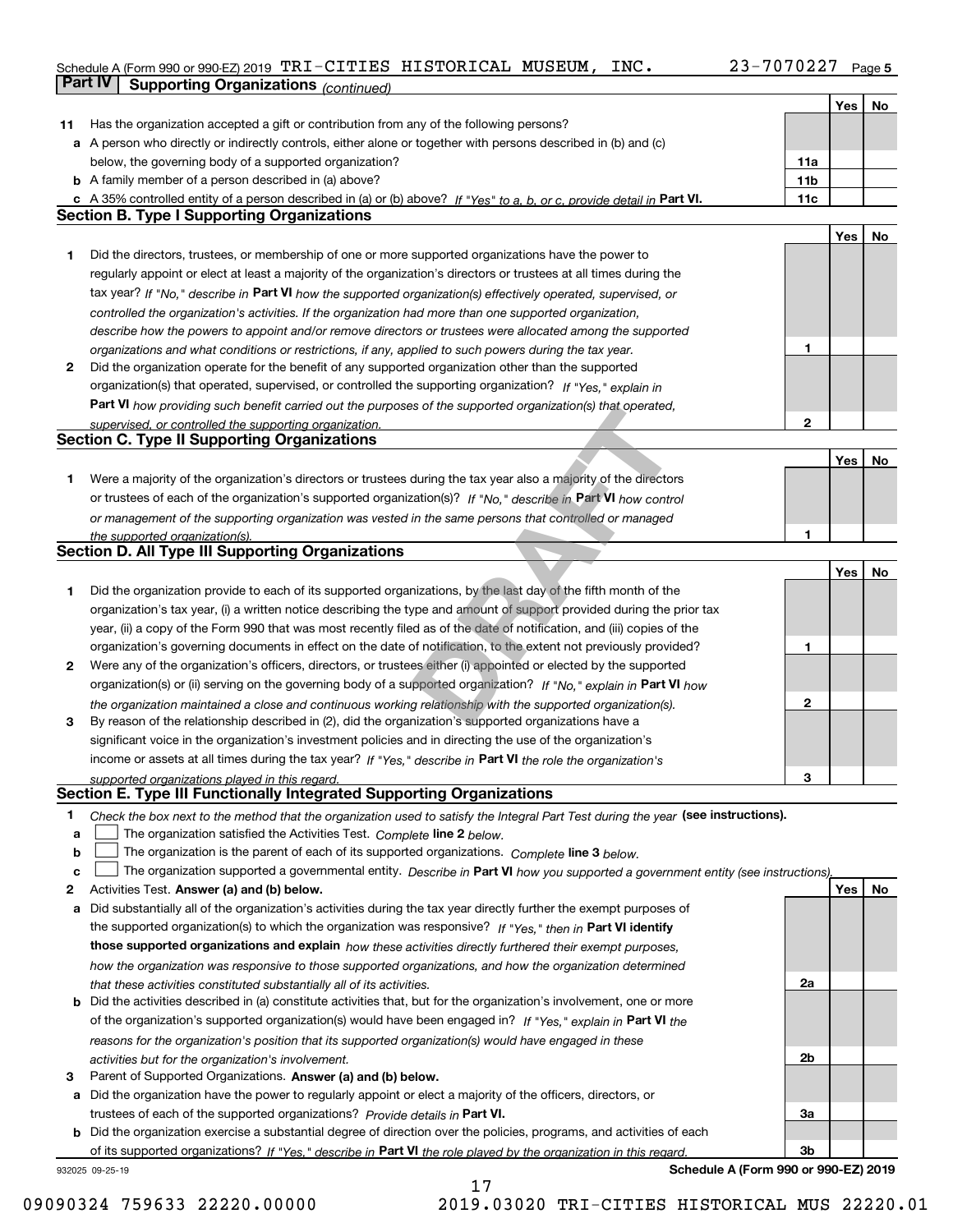Schedule A (Form 990 or 990-EZ) 2019 TRI-CITIES HISTORICAL MUSEUM, INC. 23-7070227 Page 5

## Part IV Supporting Organizations *(continued)*

| | | | Yes | No |
|---|---|---|---|---|
| 11 | Has the organization accepted a gift or contribution from any of the following persons? | | | |
| a | A person who directly or indirectly controls, either alone or together with persons described in (b) and (c) below, the governing body of a supported organization? | 11a | | |
| b | A family member of a person described in (a) above? | 11b | | |
| c | A 35% controlled entity of a person described in (a) or (b) above? *If "Yes" to a, b, or c, provide detail in* **Part VI.** | 11c | | |

### Section B. Type I Supporting Organizations

| | | | Yes | No |
|---|---|---|---|---|
| 1 | Did the directors, trustees, or membership of one or more supported organizations have the power to regularly appoint or elect at least a majority of the organization's directors or trustees at all times during the tax year? *If "No," describe in* **Part VI** *how the supported organization(s) effectively operated, supervised, or controlled the organization's activities. If the organization had more than one supported organization, describe how the powers to appoint and/or remove directors or trustees were allocated among the supported organizations and what conditions or restrictions, if any, applied to such powers during the tax year.* | 1 | | |
| 2 | Did the organization operate for the benefit of any supported organization other than the supported organization(s) that operated, supervised, or controlled the supporting organization? *If "Yes," explain in* **Part VI** *how providing such benefit carried out the purposes of the supported organization(s) that operated, supervised, or controlled the supporting organization.* | 2 | | |

### Section C. Type II Supporting Organizations

| | | | Yes | No |
|---|---|---|---|---|
| 1 | Were a majority of the organization's directors or trustees during the tax year also a majority of the directors or trustees of each of the organization's supported organization(s)? *If "No," describe in* **Part VI** *how control or management of the supporting organization was vested in the same persons that controlled or managed the supported organization(s).* | 1 | | |

### Section D. All Type III Supporting Organizations

| | | | Yes | No |
|---|---|---|---|---|
| 1 | Did the organization provide to each of its supported organizations, by the last day of the fifth month of the organization's tax year, (i) a written notice describing the type and amount of support provided during the prior tax year, (ii) a copy of the Form 990 that was most recently filed as of the date of notification, and (iii) copies of the organization's governing documents in effect on the date of notification, to the extent not previously provided? | 1 | | |
| 2 | Were any of the organization's officers, directors, or trustees either (i) appointed or elected by the supported organization(s) or (ii) serving on the governing body of a supported organization? *If "No," explain in* **Part VI** *how the organization maintained a close and continuous working relationship with the supported organization(s).* | 2 | | |
| 3 | By reason of the relationship described in (2), did the organization's supported organizations have a significant voice in the organization's investment policies and in directing the use of the organization's income or assets at all times during the tax year? *If "Yes," describe in* **Part VI** *the role the organization's supported organizations played in this regard.* | 3 | | |

### Section E. Type III Functionally Integrated Supporting Organizations

1 *Check the box next to the method that the organization used to satisfy the Integral Part Test during the year* **(see instructions).**

- a ☐ The organization satisfied the Activities Test. *Complete* **line 2** *below.*
- b ☐ The organization is the parent of each of its supported organizations. *Complete* **line 3** *below.*
- c ☐ The organization supported a governmental entity. *Describe in* **Part VI** *how you supported a government entity (see instructions).*

| | | | Yes | No |
|---|---|---|---|---|
| 2 | Activities Test. **Answer (a) and (b) below.** | | | |
| a | Did substantially all of the organization's activities during the tax year directly further the exempt purposes of the supported organization(s) to which the organization was responsive? *If "Yes," then in* **Part VI identify those supported organizations and explain** *how these activities directly furthered their exempt purposes, how the organization was responsive to those supported organizations, and how the organization determined that these activities constituted substantially all of its activities.* | 2a | | |
| b | Did the activities described in (a) constitute activities that, but for the organization's involvement, one or more of the organization's supported organization(s) would have been engaged in? *If "Yes," explain in* **Part VI** *the reasons for the organization's position that its supported organization(s) would have engaged in these activities but for the organization's involvement.* | 2b | | |
| 3 | Parent of Supported Organizations. **Answer (a) and (b) below.** | | | |
| a | Did the organization have the power to regularly appoint or elect a majority of the officers, directors, or trustees of each of the supported organizations? *Provide details in* **Part VI.** | 3a | | |
| b | Did the organization exercise a substantial degree of direction over the policies, programs, and activities of each of its supported organizations? *If "Yes," describe in* **Part VI** *the role played by the organization in this regard.* | 3b | | |

932025 09-25-19 **Schedule A (Form 990 or 990-EZ) 2019**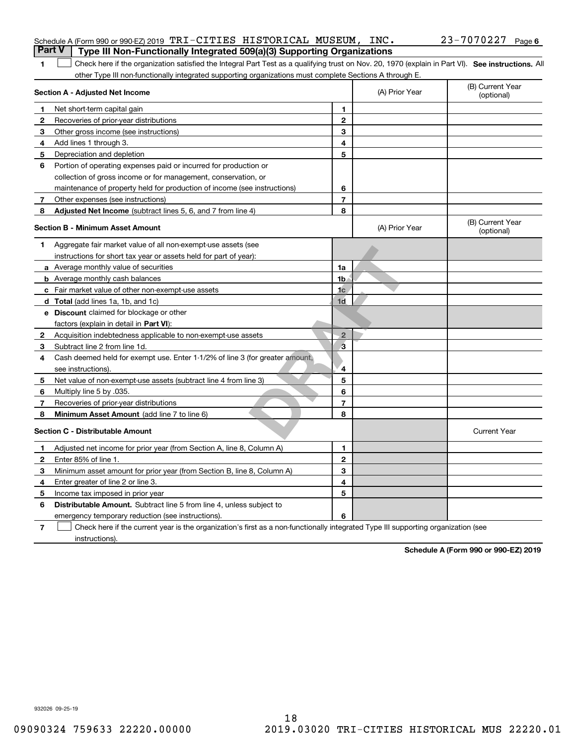Schedule A (Form 990 or 990-EZ) 2019 TRI-CITIES HISTORICAL MUSEUM, INC. 23-7070227 Page 6

## Part V Type III Non-Functionally Integrated 509(a)(3) Supporting Organizations

**1** ☐ Check here if the organization satisfied the Integral Part Test as a qualifying trust on Nov. 20, 1970 (explain in Part VI). **See instructions.** All other Type III non-functionally integrated supporting organizations must complete Sections A through E.

| **Section A - Adjusted Net Income** | | (A) Prior Year | (B) Current Year (optional) |
|---|---|---|---|
| **1** Net short-term capital gain | 1 | | |
| **2** Recoveries of prior-year distributions | 2 | | |
| **3** Other gross income (see instructions) | 3 | | |
| **4** Add lines 1 through 3. | 4 | | |
| **5** Depreciation and depletion | 5 | | |
| **6** Portion of operating expenses paid or incurred for production or collection of gross income or for management, conservation, or maintenance of property held for production of income (see instructions) | 6 | | |
| **7** Other expenses (see instructions) | 7 | | |
| **8** **Adjusted Net Income** (subtract lines 5, 6, and 7 from line 4) | 8 | | |

| **Section B - Minimum Asset Amount** | | (A) Prior Year | (B) Current Year (optional) |
|---|---|---|---|
| **1** Aggregate fair market value of all non-exempt-use assets (see instructions for short tax year or assets held for part of year): | | | |
| **a** Average monthly value of securities | 1a | | |
| **b** Average monthly cash balances | 1b | | |
| **c** Fair market value of other non-exempt-use assets | 1c | | |
| **d** **Total** (add lines 1a, 1b, and 1c) | 1d | | |
| **e** **Discount** claimed for blockage or other factors (explain in detail in **Part VI**): | | | |
| **2** Acquisition indebtedness applicable to non-exempt-use assets | 2 | | |
| **3** Subtract line 2 from line 1d. | 3 | | |
| **4** Cash deemed held for exempt use. Enter 1-1/2% of line 3 (for greater amount, see instructions). | 4 | | |
| **5** Net value of non-exempt-use assets (subtract line 4 from line 3) | 5 | | |
| **6** Multiply line 5 by .035. | 6 | | |
| **7** Recoveries of prior-year distributions | 7 | | |
| **8** **Minimum Asset Amount** (add line 7 to line 6) | 8 | | |

| **Section C - Distributable Amount** | | | Current Year |
|---|---|---|---|
| **1** Adjusted net income for prior year (from Section A, line 8, Column A) | 1 | | |
| **2** Enter 85% of line 1. | 2 | | |
| **3** Minimum asset amount for prior year (from Section B, line 8, Column A) | 3 | | |
| **4** Enter greater of line 2 or line 3. | 4 | | |
| **5** Income tax imposed in prior year | 5 | | |
| **6** **Distributable Amount.** Subtract line 5 from line 4, unless subject to emergency temporary reduction (see instructions). | 6 | | |

**7** ☐ Check here if the current year is the organization's first as a non-functionally integrated Type III supporting organization (see instructions).

**Schedule A (Form 990 or 990-EZ) 2019**

932026 09-25-19

DRAFT

18

09090324 759633 22220.00000 2019.03020 TRI-CITIES HISTORICAL MUS 22220.01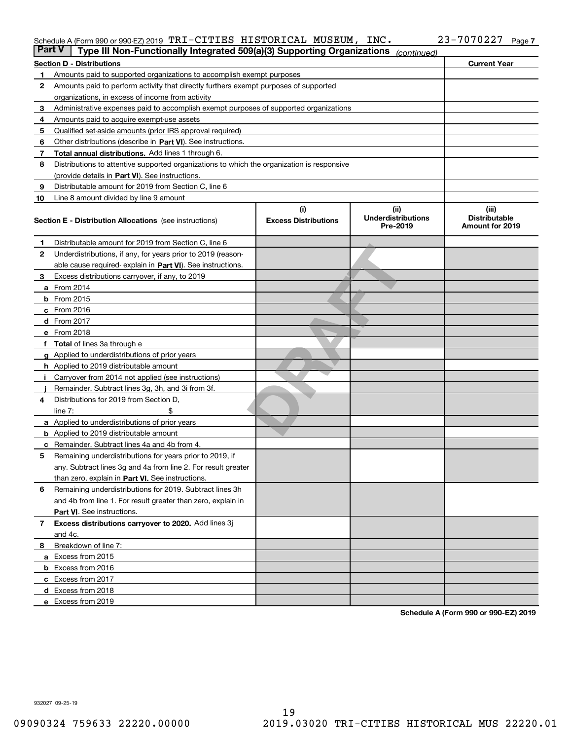Schedule A (Form 990 or 990-EZ) 2019 TRI-CITIES HISTORICAL MUSEUM, INC. 23-7070227 Page 7

## Part V | Type III Non-Functionally Integrated 509(a)(3) Supporting Organizations *(continued)*

| Section D - Distributions | Current Year |
|---|---|
| 1 Amounts paid to supported organizations to accomplish exempt purposes | |
| 2 Amounts paid to perform activity that directly furthers exempt purposes of supported organizations, in excess of income from activity | |
| 3 Administrative expenses paid to accomplish exempt purposes of supported organizations | |
| 4 Amounts paid to acquire exempt-use assets | |
| 5 Qualified set-aside amounts (prior IRS approval required) | |
| 6 Other distributions (describe in **Part VI**). See instructions. | |
| 7 **Total annual distributions.** Add lines 1 through 6. | |
| 8 Distributions to attentive supported organizations to which the organization is responsive (provide details in **Part VI**). See instructions. | |
| 9 Distributable amount for 2019 from Section C, line 6 | |
| 10 Line 8 amount divided by line 9 amount | |

| Section E - Distribution Allocations (see instructions) | (i) Excess Distributions | (ii) Underdistributions Pre-2019 | (iii) Distributable Amount for 2019 |
|---|---|---|---|
| 1 Distributable amount for 2019 from Section C, line 6 | | | |
| 2 Underdistributions, if any, for years prior to 2019 (reasonable cause required- explain in **Part VI**). See instructions. | | | |
| 3 Excess distributions carryover, if any, to 2019 | | | |
| a From 2014 | | | |
| b From 2015 | | | |
| c From 2016 | | | |
| d From 2017 | | | |
| e From 2018 | | | |
| f **Total** of lines 3a through e | | | |
| g Applied to underdistributions of prior years | | | |
| h Applied to 2019 distributable amount | | | |
| i Carryover from 2014 not applied (see instructions) | | | |
| j Remainder. Subtract lines 3g, 3h, and 3i from 3f. | | | |
| 4 Distributions for 2019 from Section D, line 7: $ | | | |
| a Applied to underdistributions of prior years | | | |
| b Applied to 2019 distributable amount | | | |
| c Remainder. Subtract lines 4a and 4b from 4. | | | |
| 5 Remaining underdistributions for years prior to 2019, if any. Subtract lines 3g and 4a from line 2. For result greater than zero, explain in **Part VI.** See instructions. | | | |
| 6 Remaining underdistributions for 2019. Subtract lines 3h and 4b from line 1. For result greater than zero, explain in **Part VI**. See instructions. | | | |
| 7 **Excess distributions carryover to 2020.** Add lines 3j and 4c. | | | |
| 8 Breakdown of line 7: | | | |
| a Excess from 2015 | | | |
| b Excess from 2016 | | | |
| c Excess from 2017 | | | |
| d Excess from 2018 | | | |
| e Excess from 2019 | | | |

**Schedule A (Form 990 or 990-EZ) 2019**

932027 09-25-19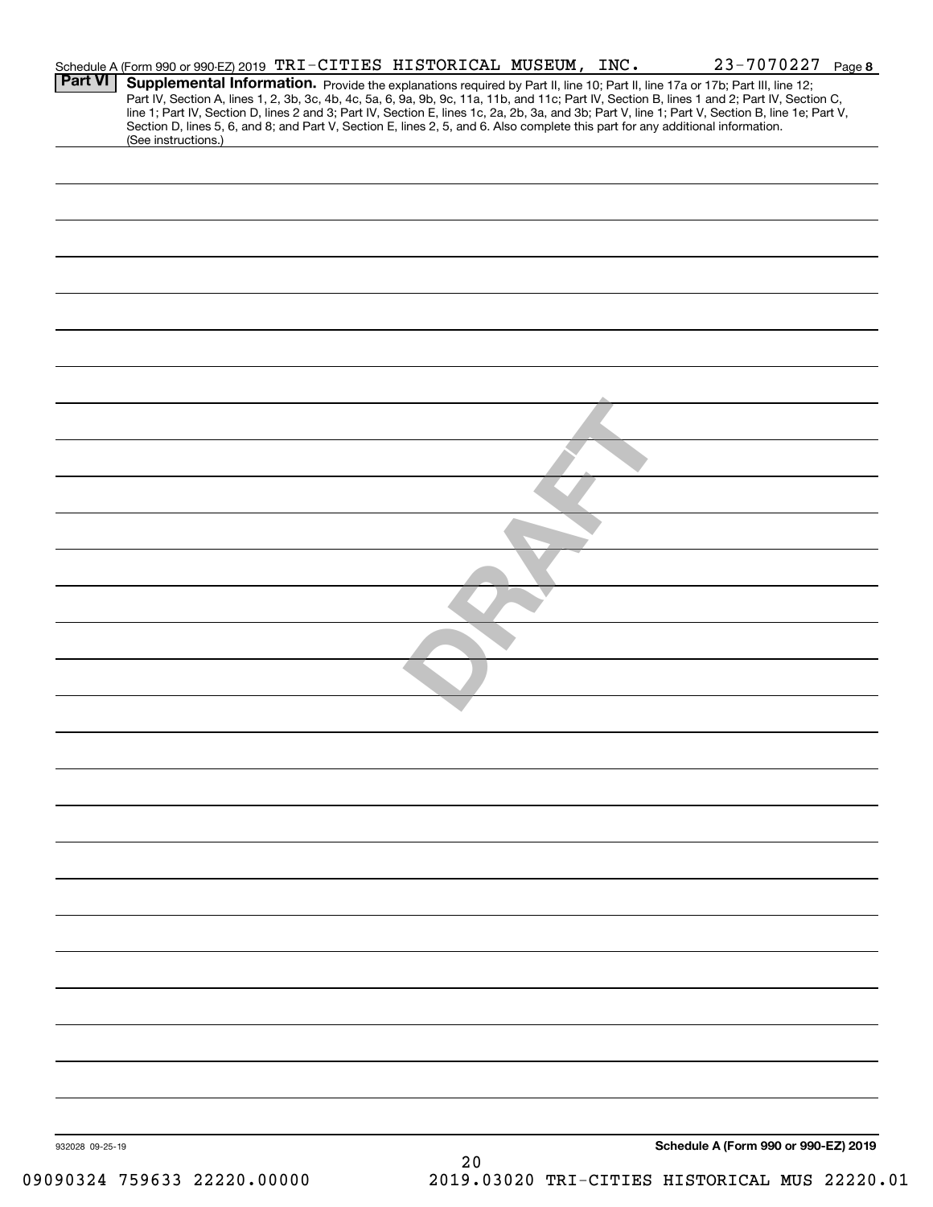Schedule A (Form 990 or 990-EZ) 2019 TRI-CITIES HISTORICAL MUSEUM, INC. 23-7070227 Page **8**

## Part VI Supplemental Information.

Provide the explanations required by Part II, line 10; Part II, line 17a or 17b; Part III, line 12; Part IV, Section A, lines 1, 2, 3b, 3c, 4b, 4c, 5a, 6, 9a, 9b, 9c, 11a, 11b, and 11c; Part IV, Section B, lines 1 and 2; Part IV, Section C, line 1; Part IV, Section D, lines 2 and 3; Part IV, Section E, lines 1c, 2a, 2b, 3a, and 3b; Part V, line 1; Part V, Section B, line 1e; Part V, Section D, lines 5, 6, and 8; and Part V, Section E, lines 2, 5, and 6. Also complete this part for any additional information. (See instructions.)

DRAFT

932028 09-25-19

**Schedule A (Form 990 or 990-EZ) 2019**

09090324 759633 22220.00000 2019.03020 TRI-CITIES HISTORICAL MUS 22220.01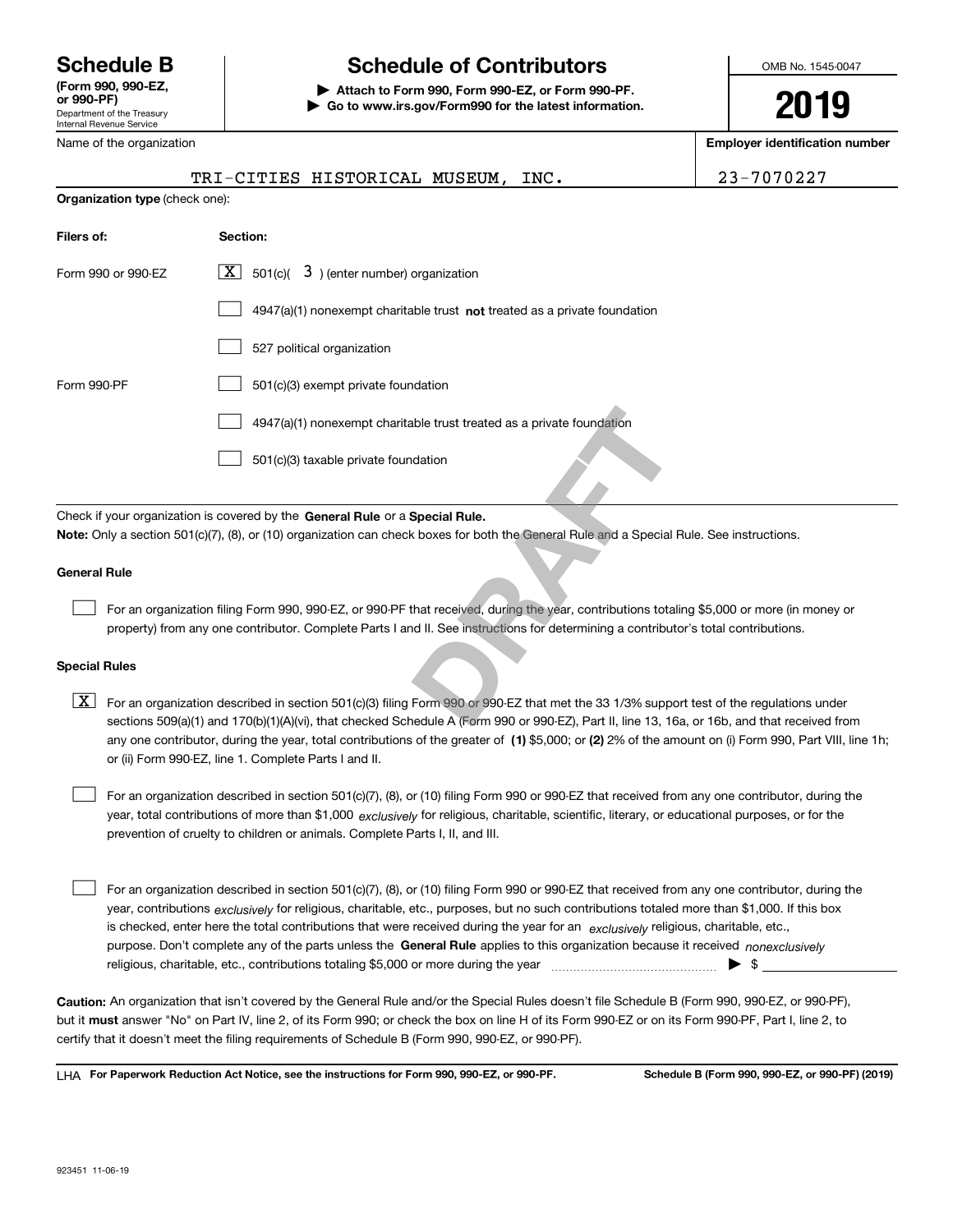**Schedule B**
**(Form 990, 990-EZ, or 990-PF)**
Department of the Treasury
Internal Revenue Service

# Schedule of Contributors

**▶ Attach to Form 990, Form 990-EZ, or Form 990-PF.**
**▶ Go to www.irs.gov/Form990 for the latest information.**

OMB No. 1545-0047

**2019**

| Name of the organization | Employer identification number |
|---|---|
| TRI-CITIES HISTORICAL MUSEUM, INC. | 23-7070227 |

**Organization type** (check one):

| Filers of: | Section: |
|---|---|
| Form 990 or 990-EZ | [X] 501(c)( 3 ) (enter number) organization |
| | [ ] 4947(a)(1) nonexempt charitable trust **not** treated as a private foundation |
| | [ ] 527 political organization |
| Form 990-PF | [ ] 501(c)(3) exempt private foundation |
| | [ ] 4947(a)(1) nonexempt charitable trust treated as a private foundation |
| | [ ] 501(c)(3) taxable private foundation |

Check if your organization is covered by the **General Rule** or a **Special Rule.**

**Note:** Only a section 501(c)(7), (8), or (10) organization can check boxes for both the General Rule and a Special Rule. See instructions.

**General Rule**

[ ] For an organization filing Form 990, 990-EZ, or 990-PF that received, during the year, contributions totaling $5,000 or more (in money or property) from any one contributor. Complete Parts I and II. See instructions for determining a contributor's total contributions.

**Special Rules**

[X] For an organization described in section 501(c)(3) filing Form 990 or 990-EZ that met the 33 1/3% support test of the regulations under sections 509(a)(1) and 170(b)(1)(A)(vi), that checked Schedule A (Form 990 or 990-EZ), Part II, line 13, 16a, or 16b, and that received from any one contributor, during the year, total contributions of the greater of **(1)** $5,000; or **(2)** 2% of the amount on (i) Form 990, Part VIII, line 1h; or (ii) Form 990-EZ, line 1. Complete Parts I and II.

[ ] For an organization described in section 501(c)(7), (8), or (10) filing Form 990 or 990-EZ that received from any one contributor, during the year, total contributions of more than $1,000 *exclusively* for religious, charitable, scientific, literary, or educational purposes, or for the prevention of cruelty to children or animals. Complete Parts I, II, and III.

[ ] For an organization described in section 501(c)(7), (8), or (10) filing Form 990 or 990-EZ that received from any one contributor, during the year, contributions *exclusively* for religious, charitable, etc., purposes, but no such contributions totaled more than $1,000. If this box is checked, enter here the total contributions that were received during the year for an *exclusively* religious, charitable, etc., purpose. Don't complete any of the parts unless the **General Rule** applies to this organization because it received *nonexclusively* religious, charitable, etc., contributions totaling $5,000 or more during the year ▶ $

**Caution:** An organization that isn't covered by the General Rule and/or the Special Rules doesn't file Schedule B (Form 990, 990-EZ, or 990-PF), but it **must** answer "No" on Part IV, line 2, of its Form 990; or check the box on line H of its Form 990-EZ or on its Form 990-PF, Part I, line 2, to certify that it doesn't meet the filing requirements of Schedule B (Form 990, 990-EZ, or 990-PF).

LHA **For Paperwork Reduction Act Notice, see the instructions for Form 990, 990-EZ, or 990-PF.** **Schedule B (Form 990, 990-EZ, or 990-PF) (2019)**

923451 11-06-19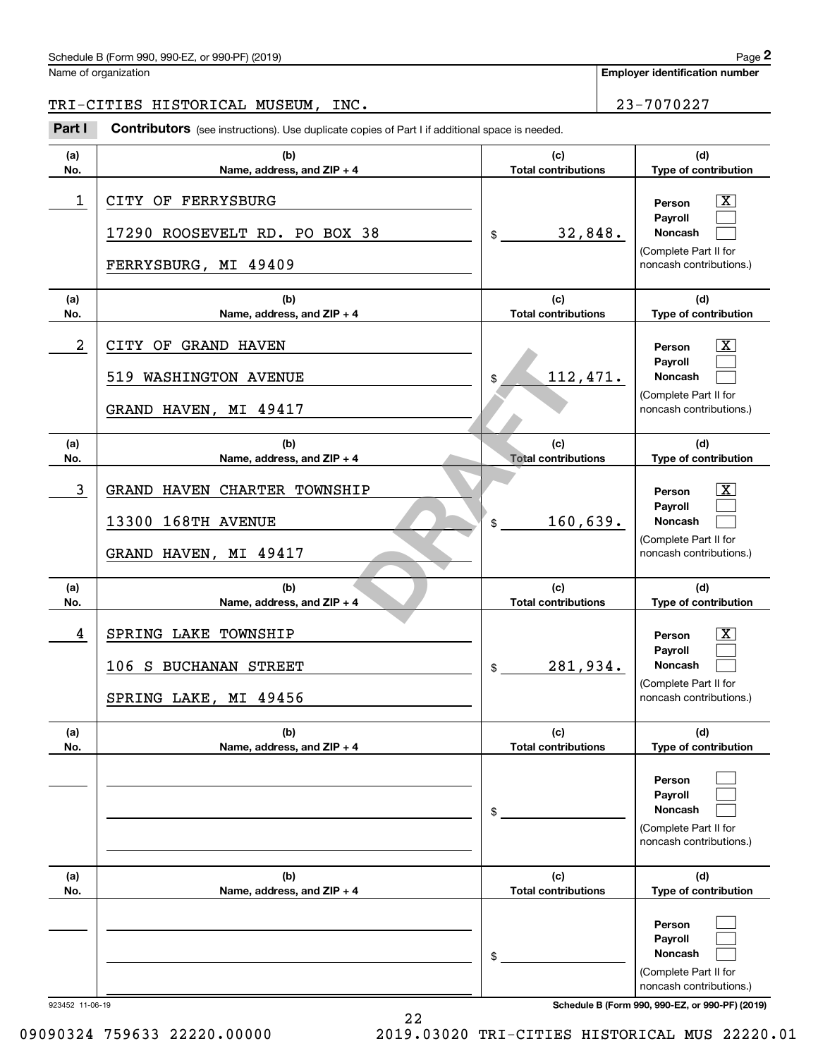Schedule B (Form 990, 990-EZ, or 990-PF) (2019) Page **2**

Name of organization: TRI-CITIES HISTORICAL MUSEUM, INC.

**Employer identification number:** 23-7070227

**Part I** **Contributors** (see instructions). Use duplicate copies of Part I if additional space is needed.

| (a) No. | (b) Name, address, and ZIP + 4 | (c) Total contributions | (d) Type of contribution |
|---|---|---|---|
| 1 | CITY OF FERRYSBURG<br>17290 ROOSEVELT RD. PO BOX 38<br>FERRYSBURG, MI 49409 | $ 32,848. | Person [X]<br>Payroll [ ]<br>Noncash [ ]<br>(Complete Part II for noncash contributions.) |
| 2 | CITY OF GRAND HAVEN<br>519 WASHINGTON AVENUE<br>GRAND HAVEN, MI 49417 | $ 112,471. | Person [X]<br>Payroll [ ]<br>Noncash [ ]<br>(Complete Part II for noncash contributions.) |
| 3 | GRAND HAVEN CHARTER TOWNSHIP<br>13300 168TH AVENUE<br>GRAND HAVEN, MI 49417 | $ 160,639. | Person [X]<br>Payroll [ ]<br>Noncash [ ]<br>(Complete Part II for noncash contributions.) |
| 4 | SPRING LAKE TOWNSHIP<br>106 S BUCHANAN STREET<br>SPRING LAKE, MI 49456 | $ 281,934. | Person [X]<br>Payroll [ ]<br>Noncash [ ]<br>(Complete Part II for noncash contributions.) |
| | | $ | Person [ ]<br>Payroll [ ]<br>Noncash [ ]<br>(Complete Part II for noncash contributions.) |
| | | $ | Person [ ]<br>Payroll [ ]<br>Noncash [ ]<br>(Complete Part II for noncash contributions.) |

DRAFT

923452 11-06-19

Schedule B (Form 990, 990-EZ, or 990-PF) (2019)

09090324 759633 22220.00000 2019.03020 TRI-CITIES HISTORICAL MUS 22220.01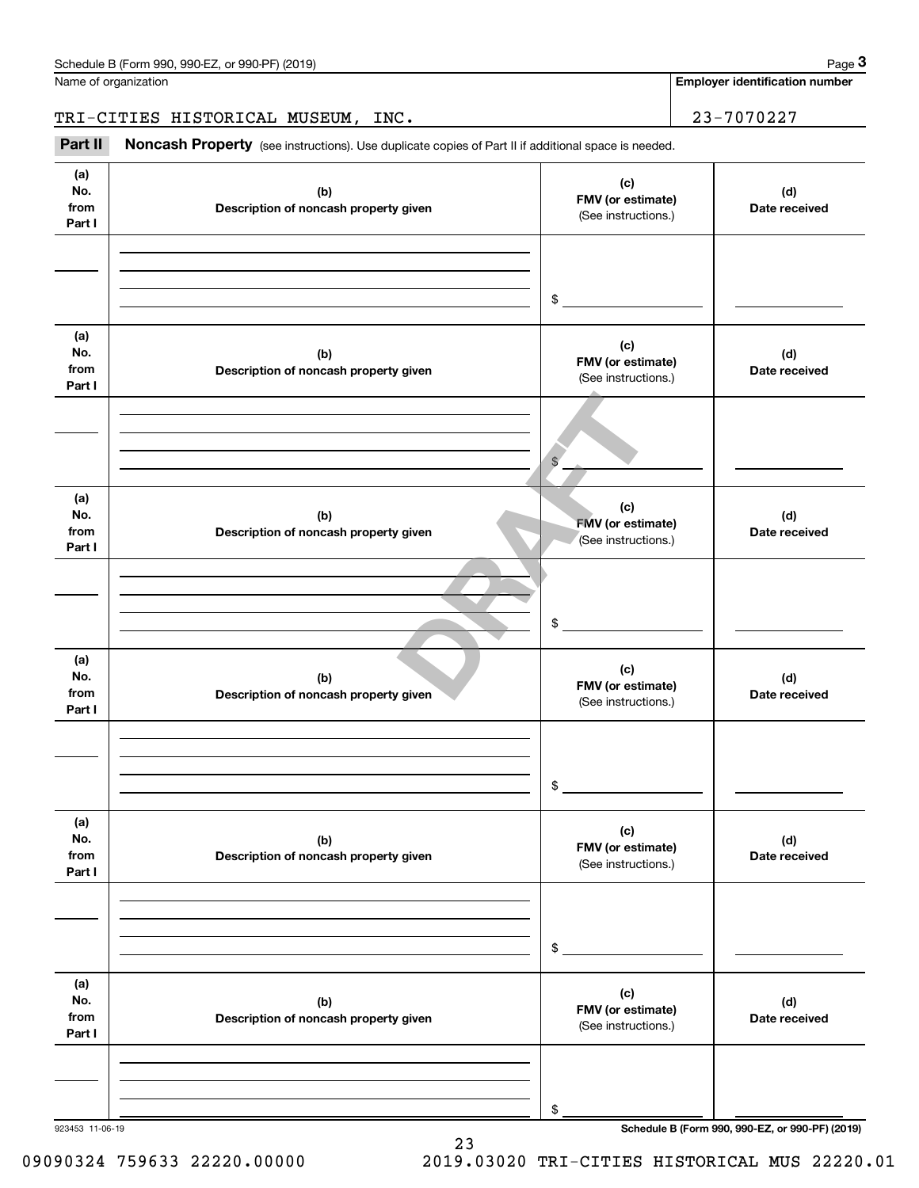Schedule B (Form 990, 990-EZ, or 990-PF) (2019)

Name of organization: TRI-CITIES HISTORICAL MUSEUM, INC.

Employer identification number: 23-7070227

## Part II Noncash Property

(see instructions). Use duplicate copies of Part II if additional space is needed.

| (a) No. from Part I | (b) Description of noncash property given | (c) FMV (or estimate) (See instructions.) | (d) Date received |
|---|---|---|---|
| | | $ | |

| (a) No. from Part I | (b) Description of noncash property given | (c) FMV (or estimate) (See instructions.) | (d) Date received |
|---|---|---|---|
| | | $ | |

| (a) No. from Part I | (b) Description of noncash property given | (c) FMV (or estimate) (See instructions.) | (d) Date received |
|---|---|---|---|
| | | $ | |

| (a) No. from Part I | (b) Description of noncash property given | (c) FMV (or estimate) (See instructions.) | (d) Date received |
|---|---|---|---|
| | | $ | |

| (a) No. from Part I | (b) Description of noncash property given | (c) FMV (or estimate) (See instructions.) | (d) Date received |
|---|---|---|---|
| | | $ | |

| (a) No. from Part I | (b) Description of noncash property given | (c) FMV (or estimate) (See instructions.) | (d) Date received |
|---|---|---|---|
| | | $ | |

DRAFT

923453 11-06-19

Schedule B (Form 990, 990-EZ, or 990-PF) (2019)

09090324 759633 22220.00000 2019.03020 TRI-CITIES HISTORICAL MUS 22220.01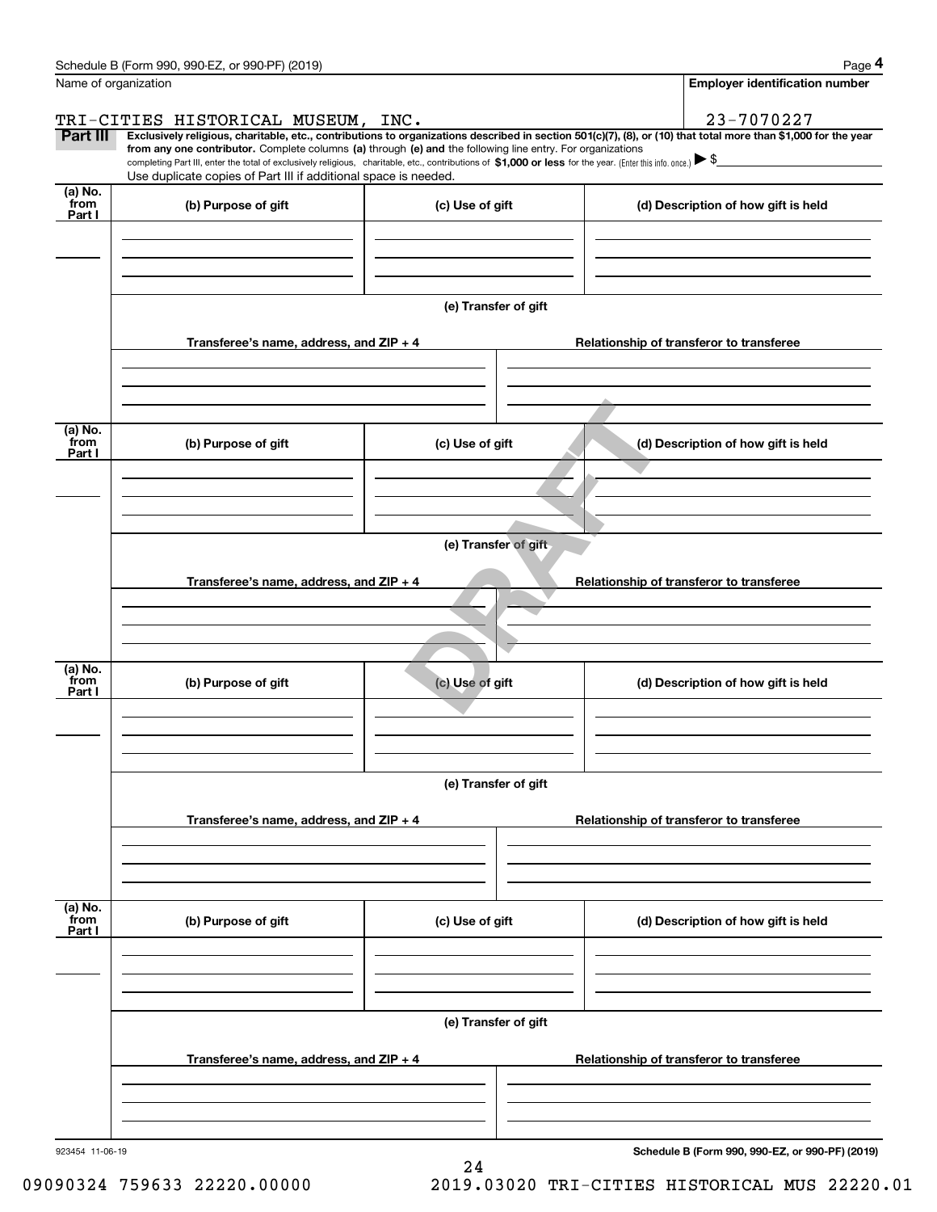Schedule B (Form 990, 990-EZ, or 990-PF) (2019)

Name of organization

TRI-CITIES HISTORICAL MUSEUM, INC.

Employer identification number

23-7070227

**Part III** **Exclusively religious, charitable, etc., contributions to organizations described in section 501(c)(7), (8), or (10) that total more than $1,000 for the year from any one contributor.** Complete columns **(a)** through **(e)** and the following line entry. For organizations completing Part III, enter the total of exclusively religious, charitable, etc., contributions of **$1,000 or less** for the year. (Enter this info. once.) ▶ $

Use duplicate copies of Part III if additional space is needed.

| (a) No. from Part I | (b) Purpose of gift | (c) Use of gift | (d) Description of how gift is held |
|---|---|---|---|
| | | | |

(e) Transfer of gift

| Transferee's name, address, and ZIP + 4 | Relationship of transferor to transferee |
|---|---|
| | |

| (a) No. from Part I | (b) Purpose of gift | (c) Use of gift | (d) Description of how gift is held |
|---|---|---|---|
| | | | |

(e) Transfer of gift

| Transferee's name, address, and ZIP + 4 | Relationship of transferor to transferee |
|---|---|
| | |

| (a) No. from Part I | (b) Purpose of gift | (c) Use of gift | (d) Description of how gift is held |
|---|---|---|---|
| | | | |

(e) Transfer of gift

| Transferee's name, address, and ZIP + 4 | Relationship of transferor to transferee |
|---|---|
| | |

| (a) No. from Part I | (b) Purpose of gift | (c) Use of gift | (d) Description of how gift is held |
|---|---|---|---|
| | | | |

(e) Transfer of gift

| Transferee's name, address, and ZIP + 4 | Relationship of transferor to transferee |
|---|---|
| | |

DRAFT

923454 11-06-19

**Schedule B (Form 990, 990-EZ, or 990-PF) (2019)**

09090324 759633 22220.00000 2019.03020 TRI-CITIES HISTORICAL MUS 22220.01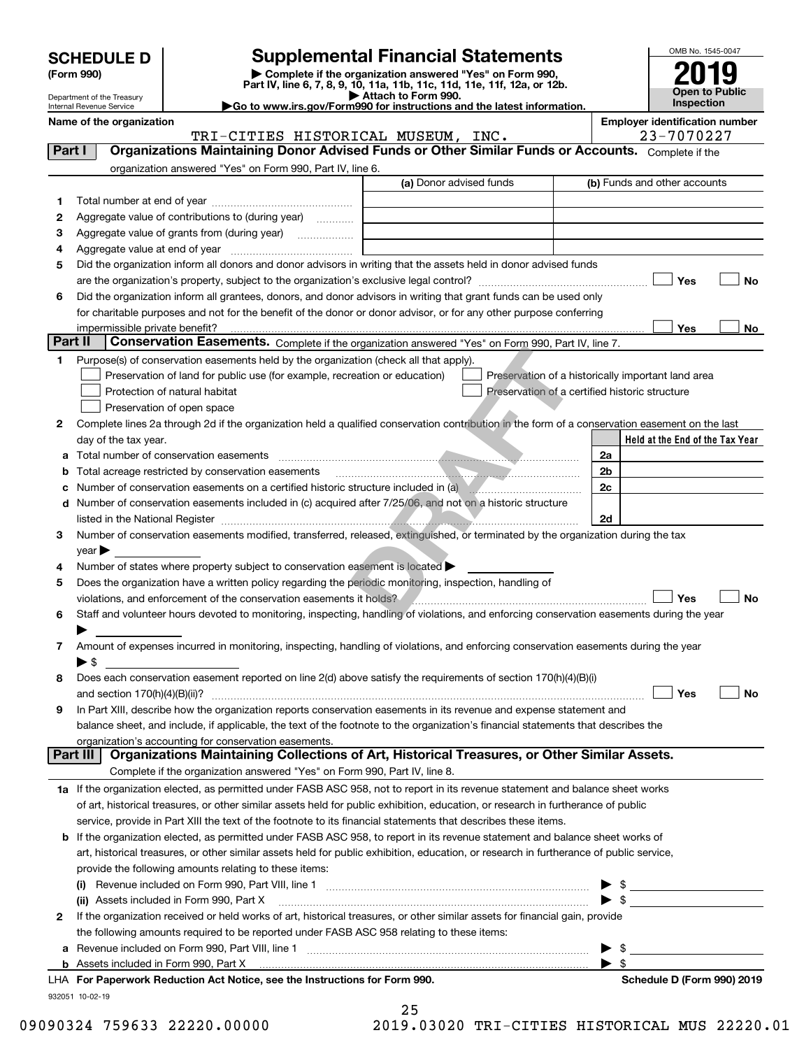# SCHEDULE D (Form 990)

Department of the Treasury
Internal Revenue Service

# Supplemental Financial Statements

▶ Complete if the organization answered "Yes" on Form 990, Part IV, line 6, 7, 8, 9, 10, 11a, 11b, 11c, 11d, 11e, 11f, 12a, or 12b.
▶ Attach to Form 990.
▶Go to www.irs.gov/Form990 for instructions and the latest information.

OMB No. 1545-0047

**2019**

**Open to Public Inspection**

**Name of the organization:** TRI-CITIES HISTORICAL MUSEUM, INC.

**Employer identification number:** 23-7070227

## Part I — Organizations Maintaining Donor Advised Funds or Other Similar Funds or Accounts.

Complete if the organization answered "Yes" on Form 990, Part IV, line 6.

| | | (a) Donor advised funds | (b) Funds and other accounts |
|---|---|---|---|
| 1 | Total number at end of year | | |
| 2 | Aggregate value of contributions to (during year) | | |
| 3 | Aggregate value of grants from (during year) | | |
| 4 | Aggregate value at end of year | | |

5 Did the organization inform all donors and donor advisors in writing that the assets held in donor advised funds are the organization's property, subject to the organization's exclusive legal control? ☐ Yes ☐ No

6 Did the organization inform all grantees, donors, and donor advisors in writing that grant funds can be used only for charitable purposes and not for the benefit of the donor or donor advisor, or for any other purpose conferring impermissible private benefit? ☐ Yes ☐ No

## Part II — Conservation Easements.

Complete if the organization answered "Yes" on Form 990, Part IV, line 7.

1 Purpose(s) of conservation easements held by the organization (check all that apply).

- ☐ Preservation of land for public use (for example, recreation or education)
- ☐ Preservation of a historically important land area
- ☐ Protection of natural habitat
- ☐ Preservation of a certified historic structure
- ☐ Preservation of open space

2 Complete lines 2a through 2d if the organization held a qualified conservation contribution in the form of a conservation easement on the last day of the tax year.

| | | | Held at the End of the Tax Year |
|---|---|---|---|
| a | Total number of conservation easements | 2a | |
| b | Total acreage restricted by conservation easements | 2b | |
| c | Number of conservation easements on a certified historic structure included in (a) | 2c | |
| d | Number of conservation easements included in (c) acquired after 7/25/06, and not on a historic structure listed in the National Register | 2d | |

3 Number of conservation easements modified, transferred, released, extinguished, or terminated by the organization during the tax year ▶

4 Number of states where property subject to conservation easement is located ▶

5 Does the organization have a written policy regarding the periodic monitoring, inspection, handling of violations, and enforcement of the conservation easements it holds? ☐ Yes ☐ No

6 Staff and volunteer hours devoted to monitoring, inspecting, handling of violations, and enforcing conservation easements during the year ▶

7 Amount of expenses incurred in monitoring, inspecting, handling of violations, and enforcing conservation easements during the year ▶ $

8 Does each conservation easement reported on line 2(d) above satisfy the requirements of section 170(h)(4)(B)(i) and section 170(h)(4)(B)(ii)? ☐ Yes ☐ No

9 In Part XIII, describe how the organization reports conservation easements in its revenue and expense statement and balance sheet, and include, if applicable, the text of the footnote to the organization's financial statements that describes the organization's accounting for conservation easements.

## Part III — Organizations Maintaining Collections of Art, Historical Treasures, or Other Similar Assets.

Complete if the organization answered "Yes" on Form 990, Part IV, line 8.

1a If the organization elected, as permitted under FASB ASC 958, not to report in its revenue statement and balance sheet works of art, historical treasures, or other similar assets held for public exhibition, education, or research in furtherance of public service, provide in Part XIII the text of the footnote to its financial statements that describes these items.

b If the organization elected, as permitted under FASB ASC 958, to report in its revenue statement and balance sheet works of art, historical treasures, or other similar assets held for public exhibition, education, or research in furtherance of public service, provide the following amounts relating to these items:

(i) Revenue included on Form 990, Part VIII, line 1 ▶ $

(ii) Assets included in Form 990, Part X ▶ $

2 If the organization received or held works of art, historical treasures, or other similar assets for financial gain, provide the following amounts required to be reported under FASB ASC 958 relating to these items:

a Revenue included on Form 990, Part VIII, line 1 ▶ $

b Assets included in Form 990, Part X ▶ $

**LHA For Paperwork Reduction Act Notice, see the Instructions for Form 990.** **Schedule D (Form 990) 2019**

932051 10-02-19

09090324 759633 22220.00000 2019.03020 TRI-CITIES HISTORICAL MUS 22220.01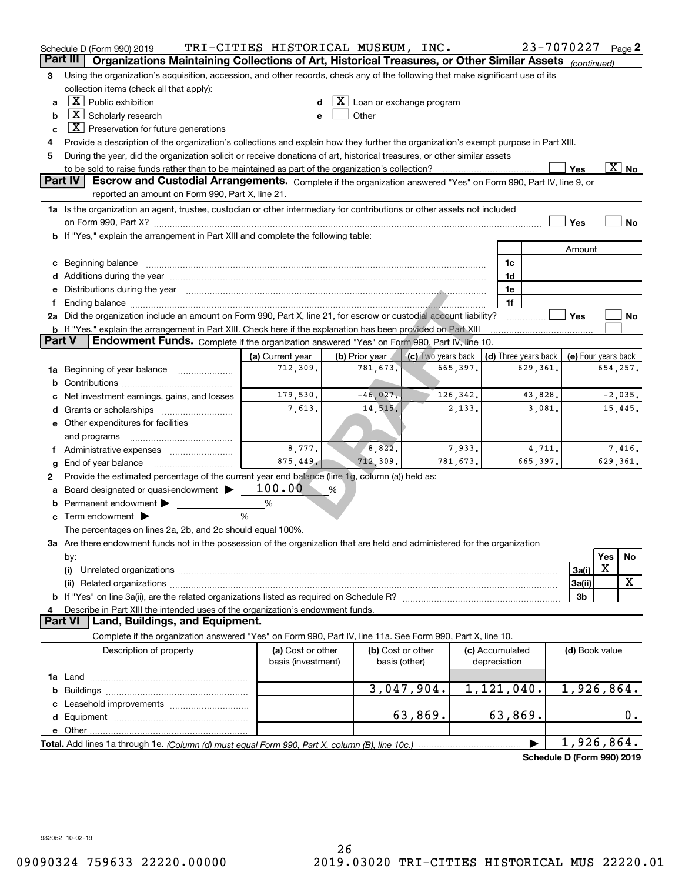Schedule D (Form 990) 2019 TRI-CITIES HISTORICAL MUSEUM, INC. 23-7070227 Page 2

## Part III Organizations Maintaining Collections of Art, Historical Treasures, or Other Similar Assets *(continued)*

3 Using the organization's acquisition, accession, and other records, check any of the following that make significant use of its collection items (check all that apply):

- a [X] Public exhibition
- b [X] Scholarly research
- c [X] Preservation for future generations
- d [X] Loan or exchange program
- e [ ] Other

4 Provide a description of the organization's collections and explain how they further the organization's exempt purpose in Part XIII.

5 During the year, did the organization solicit or receive donations of art, historical treasures, or other similar assets to be sold to raise funds rather than to be maintained as part of the organization's collection? [ ] Yes [X] No

## Part IV Escrow and Custodial Arrangements.

Complete if the organization answered "Yes" on Form 990, Part IV, line 9, or reported an amount on Form 990, Part X, line 21.

1a Is the organization an agent, trustee, custodian or other intermediary for contributions or other assets not included on Form 990, Part X? [ ] Yes [ ] No

b If "Yes," explain the arrangement in Part XIII and complete the following table:

| | | Amount |
|---|---|---|
| c Beginning balance | 1c | |
| d Additions during the year | 1d | |
| e Distributions during the year | 1e | |
| f Ending balance | 1f | |

2a Did the organization include an amount on Form 990, Part X, line 21, for escrow or custodial account liability? [ ] Yes [ ] No

b If "Yes," explain the arrangement in Part XIII. Check here if the explanation has been provided on Part XIII [ ]

## Part V Endowment Funds.

Complete if the organization answered "Yes" on Form 990, Part IV, line 10.

| | (a) Current year | (b) Prior year | (c) Two years back | (d) Three years back | (e) Four years back |
|---|---|---|---|---|---|
| 1a Beginning of year balance | 712,309. | 781,673. | 665,397. | 629,361. | 654,257. |
| b Contributions | | | | | |
| c Net investment earnings, gains, and losses | 179,530. | -46,027. | 126,342. | 43,828. | -2,035. |
| d Grants or scholarships | 7,613. | 14,515. | 2,133. | 3,081. | 15,445. |
| e Other expenditures for facilities and programs | | | | | |
| f Administrative expenses | 8,777. | 8,822. | 7,933. | 4,711. | 7,416. |
| g End of year balance | 875,449. | 712,309. | 781,673. | 665,397. | 629,361. |

2 Provide the estimated percentage of the current year end balance (line 1g, column (a)) held as:

- a Board designated or quasi-endowment ▶ 100.00 %
- b Permanent endowment ▶ %
- c Term endowment ▶ %

The percentages on lines 2a, 2b, and 2c should equal 100%.

3a Are there endowment funds not in the possession of the organization that are held and administered for the organization by:

| | | Yes | No |
|---|---|---|---|
| (i) Unrelated organizations | 3a(i) | X | |
| (ii) Related organizations | 3a(ii) | | X |
| b If "Yes" on line 3a(ii), are the related organizations listed as required on Schedule R? | 3b | | |

4 Describe in Part XIII the intended uses of the organization's endowment funds.

## Part VI Land, Buildings, and Equipment.

Complete if the organization answered "Yes" on Form 990, Part IV, line 11a. See Form 990, Part X, line 10.

| Description of property | (a) Cost or other basis (investment) | (b) Cost or other basis (other) | (c) Accumulated depreciation | (d) Book value |
|---|---|---|---|---|
| 1a Land | | | | |
| b Buildings | | 3,047,904. | 1,121,040. | 1,926,864. |
| c Leasehold improvements | | | | |
| d Equipment | | 63,869. | 63,869. | 0. |
| e Other | | | | |
| **Total.** Add lines 1a through 1e. *(Column (d) must equal Form 990, Part X, column (B), line 10c.)* | | | ▶ | 1,926,864. |

**Schedule D (Form 990) 2019**

932052 10-02-19

09090324 759633 22220.00000 2019.03020 TRI-CITIES HISTORICAL MUS 22220.01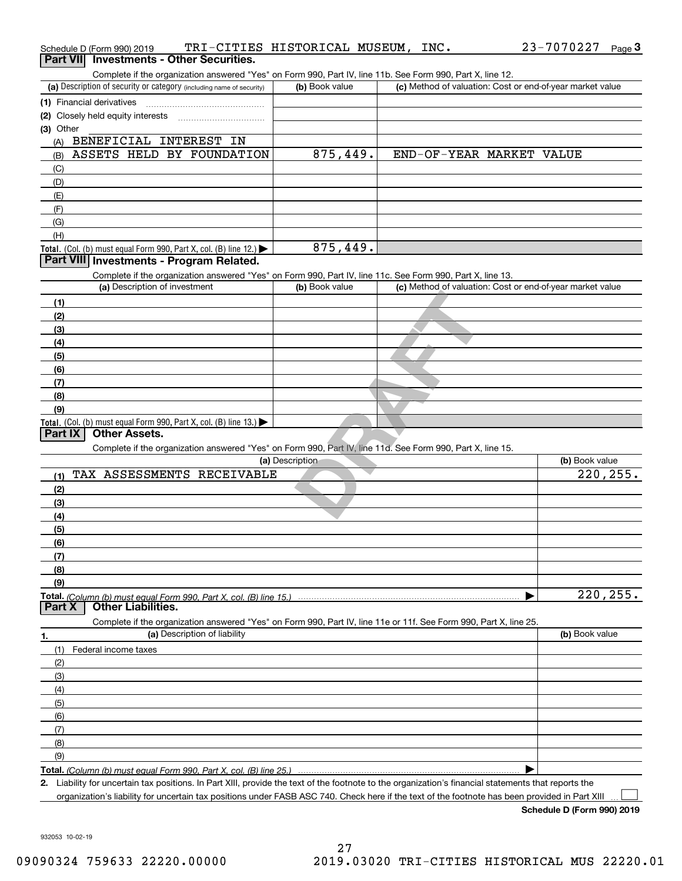Schedule D (Form 990) 2019 TRI-CITIES HISTORICAL MUSEUM, INC. 23-7070227 Page 3

## Part VII Investments - Other Securities.

Complete if the organization answered "Yes" on Form 990, Part IV, line 11b. See Form 990, Part X, line 12.

| (a) Description of security or category (including name of security) | (b) Book value | (c) Method of valuation: Cost or end-of-year market value |
|---|---|---|
| (1) Financial derivatives | | |
| (2) Closely held equity interests | | |
| (3) Other | | |
| (A) BENEFICIAL INTEREST IN | | |
| (B) ASSETS HELD BY FOUNDATION | 875,449. | END-OF-YEAR MARKET VALUE |
| (C) | | |
| (D) | | |
| (E) | | |
| (F) | | |
| (G) | | |
| (H) | | |
| **Total.** (Col. (b) must equal Form 990, Part X, col. (B) line 12.) | 875,449. | |

## Part VIII Investments - Program Related.

Complete if the organization answered "Yes" on Form 990, Part IV, line 11c. See Form 990, Part X, line 13.

| (a) Description of investment | (b) Book value | (c) Method of valuation: Cost or end-of-year market value |
|---|---|---|
| (1) | | |
| (2) | | |
| (3) | | |
| (4) | | |
| (5) | | |
| (6) | | |
| (7) | | |
| (8) | | |
| (9) | | |
| **Total.** (Col. (b) must equal Form 990, Part X, col. (B) line 13.) | | |

## Part IX Other Assets.

Complete if the organization answered "Yes" on Form 990, Part IV, line 11d. See Form 990, Part X, line 15.

| (a) Description | (b) Book value |
|---|---|
| (1) TAX ASSESSMENTS RECEIVABLE | 220,255. |
| (2) | |
| (3) | |
| (4) | |
| (5) | |
| (6) | |
| (7) | |
| (8) | |
| (9) | |
| **Total.** *(Column (b) must equal Form 990, Part X, col. (B) line 15.)* | 220,255. |

## Part X Other Liabilities.

Complete if the organization answered "Yes" on Form 990, Part IV, line 11e or 11f. See Form 990, Part X, line 25.

| 1. (a) Description of liability | (b) Book value |
|---|---|
| (1) Federal income taxes | |
| (2) | |
| (3) | |
| (4) | |
| (5) | |
| (6) | |
| (7) | |
| (8) | |
| (9) | |
| **Total.** *(Column (b) must equal Form 990, Part X, col. (B) line 25.)* | |

**2.** Liability for uncertain tax positions. In Part XIII, provide the text of the footnote to the organization's financial statements that reports the organization's liability for uncertain tax positions under FASB ASC 740. Check here if the text of the footnote has been provided in Part XIII ☐

**Schedule D (Form 990) 2019**

932053 10-02-19

09090324 759633 22220.00000 2019.03020 TRI-CITIES HISTORICAL MUS 22220.01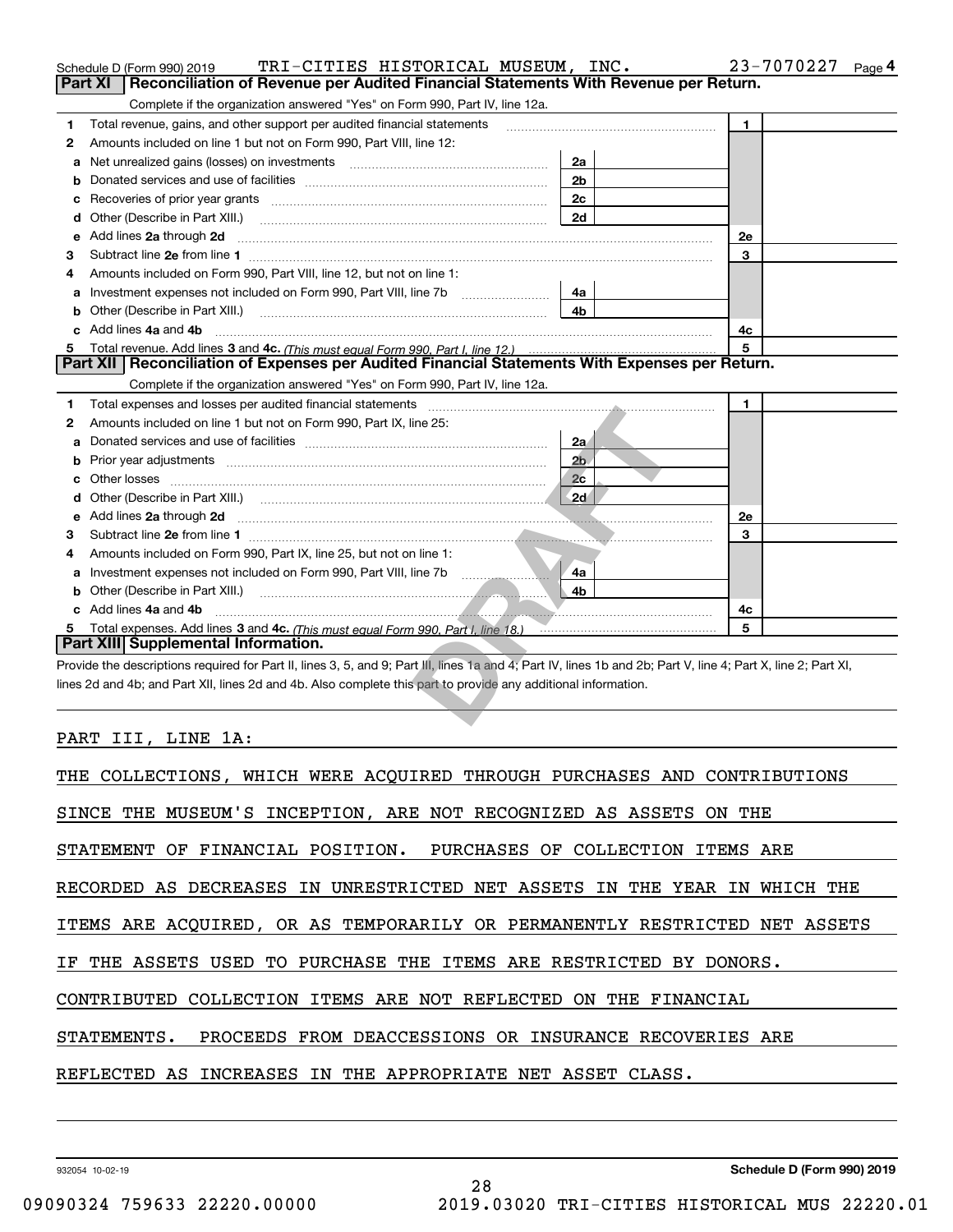Schedule D (Form 990) 2019 TRI-CITIES HISTORICAL MUSEUM, INC. 23-7070227 Page 4

## Part XI Reconciliation of Revenue per Audited Financial Statements With Revenue per Return.

Complete if the organization answered "Yes" on Form 990, Part IV, line 12a.

| | | | | | |
|---|---|---|---|---|---|
| 1 | Total revenue, gains, and other support per audited financial statements | | | 1 | |
| 2 | Amounts included on line 1 but not on Form 990, Part VIII, line 12: | | | | |
| a | Net unrealized gains (losses) on investments | 2a | | | |
| b | Donated services and use of facilities | 2b | | | |
| c | Recoveries of prior year grants | 2c | | | |
| d | Other (Describe in Part XIII.) | 2d | | | |
| e | Add lines 2a through 2d | | | 2e | |
| 3 | Subtract line 2e from line 1 | | | 3 | |
| 4 | Amounts included on Form 990, Part VIII, line 12, but not on line 1: | | | | |
| a | Investment expenses not included on Form 990, Part VIII, line 7b | 4a | | | |
| b | Other (Describe in Part XIII.) | 4b | | | |
| c | Add lines 4a and 4b | | | 4c | |
| 5 | Total revenue. Add lines 3 and 4c. *(This must equal Form 990, Part I, line 12.)* | | | 5 | |

## Part XII Reconciliation of Expenses per Audited Financial Statements With Expenses per Return.

Complete if the organization answered "Yes" on Form 990, Part IV, line 12a.

| | | | | | |
|---|---|---|---|---|---|
| 1 | Total expenses and losses per audited financial statements | | | 1 | |
| 2 | Amounts included on line 1 but not on Form 990, Part IX, line 25: | | | | |
| a | Donated services and use of facilities | 2a | | | |
| b | Prior year adjustments | 2b | | | |
| c | Other losses | 2c | | | |
| d | Other (Describe in Part XIII.) | 2d | | | |
| e | Add lines 2a through 2d | | | 2e | |
| 3 | Subtract line 2e from line 1 | | | 3 | |
| 4 | Amounts included on Form 990, Part IX, line 25, but not on line 1: | | | | |
| a | Investment expenses not included on Form 990, Part VIII, line 7b | 4a | | | |
| b | Other (Describe in Part XIII.) | 4b | | | |
| c | Add lines 4a and 4b | | | 4c | |
| 5 | Total expenses. Add lines 3 and 4c. *(This must equal Form 990, Part I, line 18.)* | | | 5 | |

## Part XIII Supplemental Information.

Provide the descriptions required for Part II, lines 3, 5, and 9; Part III, lines 1a and 4; Part IV, lines 1b and 2b; Part V, line 4; Part X, line 2; Part XI, lines 2d and 4b; and Part XII, lines 2d and 4b. Also complete this part to provide any additional information.

PART III, LINE 1A:

THE COLLECTIONS, WHICH WERE ACQUIRED THROUGH PURCHASES AND CONTRIBUTIONS SINCE THE MUSEUM'S INCEPTION, ARE NOT RECOGNIZED AS ASSETS ON THE STATEMENT OF FINANCIAL POSITION. PURCHASES OF COLLECTION ITEMS ARE RECORDED AS DECREASES IN UNRESTRICTED NET ASSETS IN THE YEAR IN WHICH THE ITEMS ARE ACQUIRED, OR AS TEMPORARILY OR PERMANENTLY RESTRICTED NET ASSETS IF THE ASSETS USED TO PURCHASE THE ITEMS ARE RESTRICTED BY DONORS. CONTRIBUTED COLLECTION ITEMS ARE NOT REFLECTED ON THE FINANCIAL STATEMENTS. PROCEEDS FROM DEACCESSIONS OR INSURANCE RECOVERIES ARE REFLECTED AS INCREASES IN THE APPROPRIATE NET ASSET CLASS.

932054 10-02-19 Schedule D (Form 990) 2019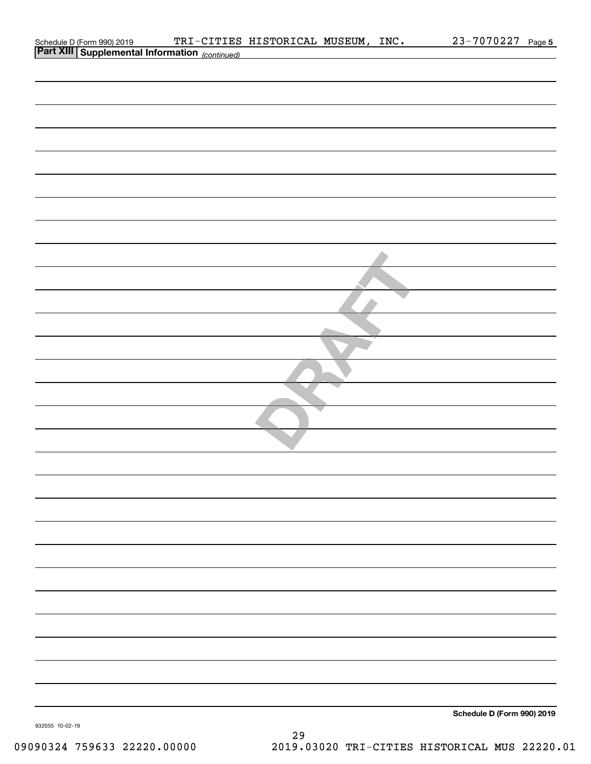Schedule D (Form 990) 2019 TRI-CITIES HISTORICAL MUSEUM, INC. 23-7070227 Page **5**

## Part XIII Supplemental Information *(continued)*

DRAFT

**Schedule D (Form 990) 2019**

932055 10-02-19

09090324 759633 22220.00000 2019.03020 TRI-CITIES HISTORICAL MUS 22220.01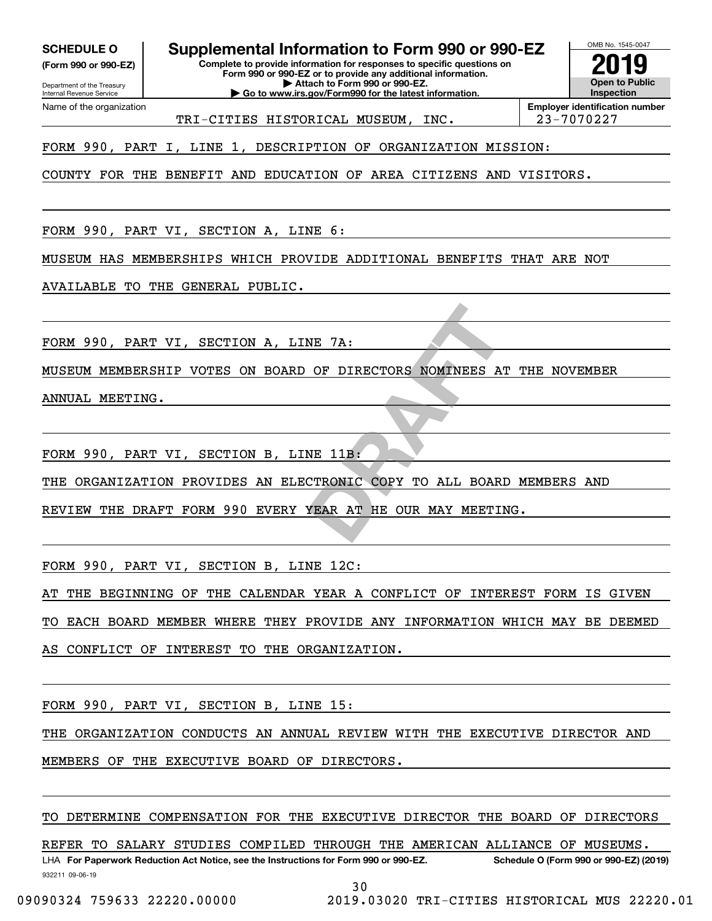**SCHEDULE O**
**(Form 990 or 990-EZ)**

Department of the Treasury
Internal Revenue Service

# Supplemental Information to Form 990 or 990-EZ

**Complete to provide information for responses to specific questions on Form 990 or 990-EZ or to provide any additional information.**
**▶ Attach to Form 990 or 990-EZ.**
**▶ Go to www.irs.gov/Form990 for the latest information.**

OMB No. 1545-0047

**2019**

**Open to Public Inspection**

| Name of the organization | Employer identification number |
|---|---|
| TRI-CITIES HISTORICAL MUSEUM, INC. | 23-7070227 |

FORM 990, PART I, LINE 1, DESCRIPTION OF ORGANIZATION MISSION:

COUNTY FOR THE BENEFIT AND EDUCATION OF AREA CITIZENS AND VISITORS.

FORM 990, PART VI, SECTION A, LINE 6:

MUSEUM HAS MEMBERSHIPS WHICH PROVIDE ADDITIONAL BENEFITS THAT ARE NOT AVAILABLE TO THE GENERAL PUBLIC.

FORM 990, PART VI, SECTION A, LINE 7A:

MUSEUM MEMBERSHIP VOTES ON BOARD OF DIRECTORS NOMINEES AT THE NOVEMBER ANNUAL MEETING.

FORM 990, PART VI, SECTION B, LINE 11B:

THE ORGANIZATION PROVIDES AN ELECTRONIC COPY TO ALL BOARD MEMBERS AND REVIEW THE DRAFT FORM 990 EVERY YEAR AT HE OUR MAY MEETING.

FORM 990, PART VI, SECTION B, LINE 12C:

AT THE BEGINNING OF THE CALENDAR YEAR A CONFLICT OF INTEREST FORM IS GIVEN TO EACH BOARD MEMBER WHERE THEY PROVIDE ANY INFORMATION WHICH MAY BE DEEMED AS CONFLICT OF INTEREST TO THE ORGANIZATION.

FORM 990, PART VI, SECTION B, LINE 15:

THE ORGANIZATION CONDUCTS AN ANNUAL REVIEW WITH THE EXECUTIVE DIRECTOR AND MEMBERS OF THE EXECUTIVE BOARD OF DIRECTORS.

TO DETERMINE COMPENSATION FOR THE EXECUTIVE DIRECTOR THE BOARD OF DIRECTORS REFER TO SALARY STUDIES COMPILED THROUGH THE AMERICAN ALLIANCE OF MUSEUMS.

LHA **For Paperwork Reduction Act Notice, see the Instructions for Form 990 or 990-EZ.** **Schedule O (Form 990 or 990-EZ) (2019)**

932211 09-06-19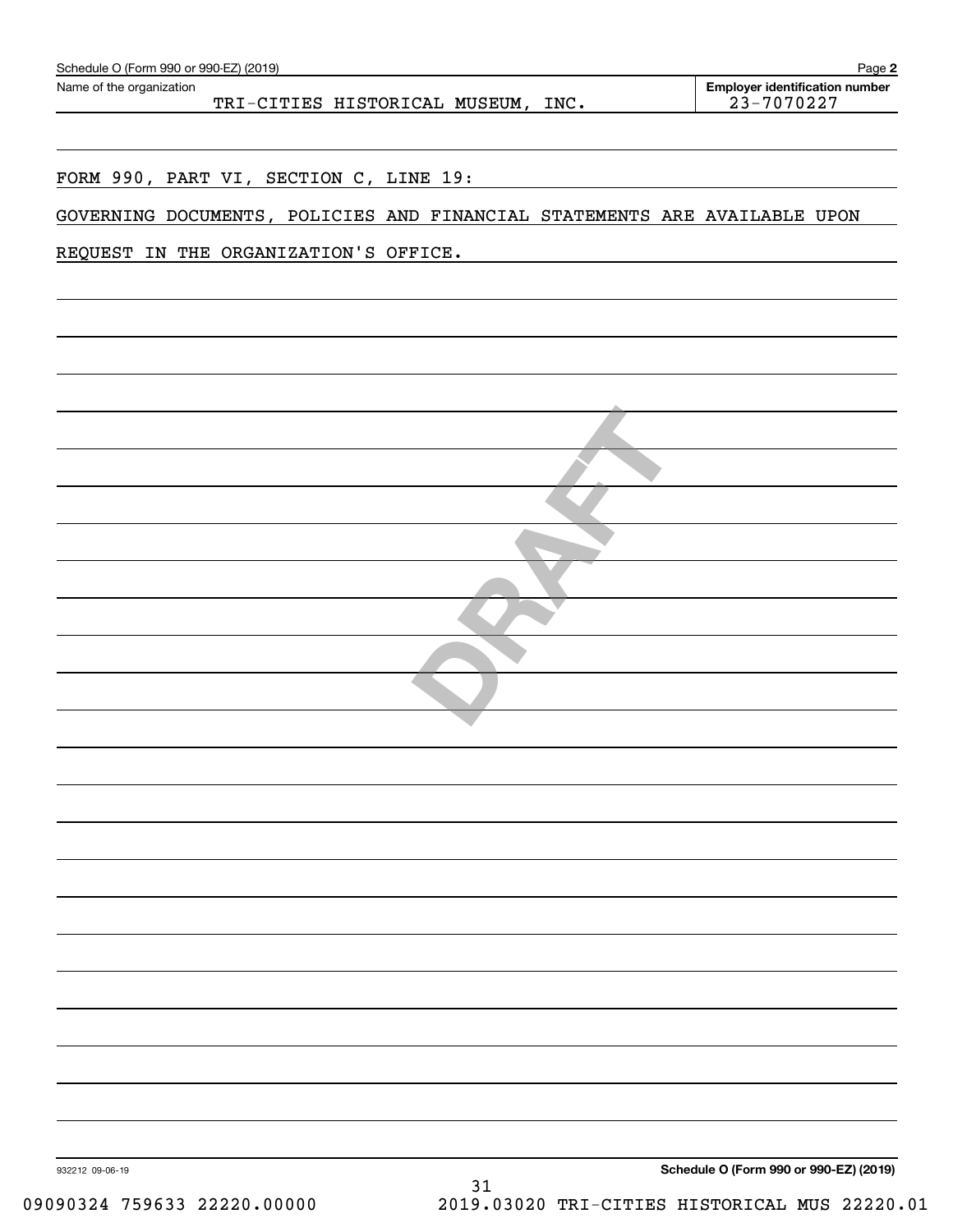Schedule O (Form 990 or 990-EZ) (2019) Page **2**

Name of the organization: TRI-CITIES HISTORICAL MUSEUM, INC.

**Employer identification number** 23-7070227

FORM 990, PART VI, SECTION C, LINE 19:

GOVERNING DOCUMENTS, POLICIES AND FINANCIAL STATEMENTS ARE AVAILABLE UPON REQUEST IN THE ORGANIZATION'S OFFICE.

DRAFT

932212 09-06-19 **Schedule O (Form 990 or 990-EZ) (2019)**

09090324 759633 22220.00000 2019.03020 TRI-CITIES HISTORICAL MUS 22220.01